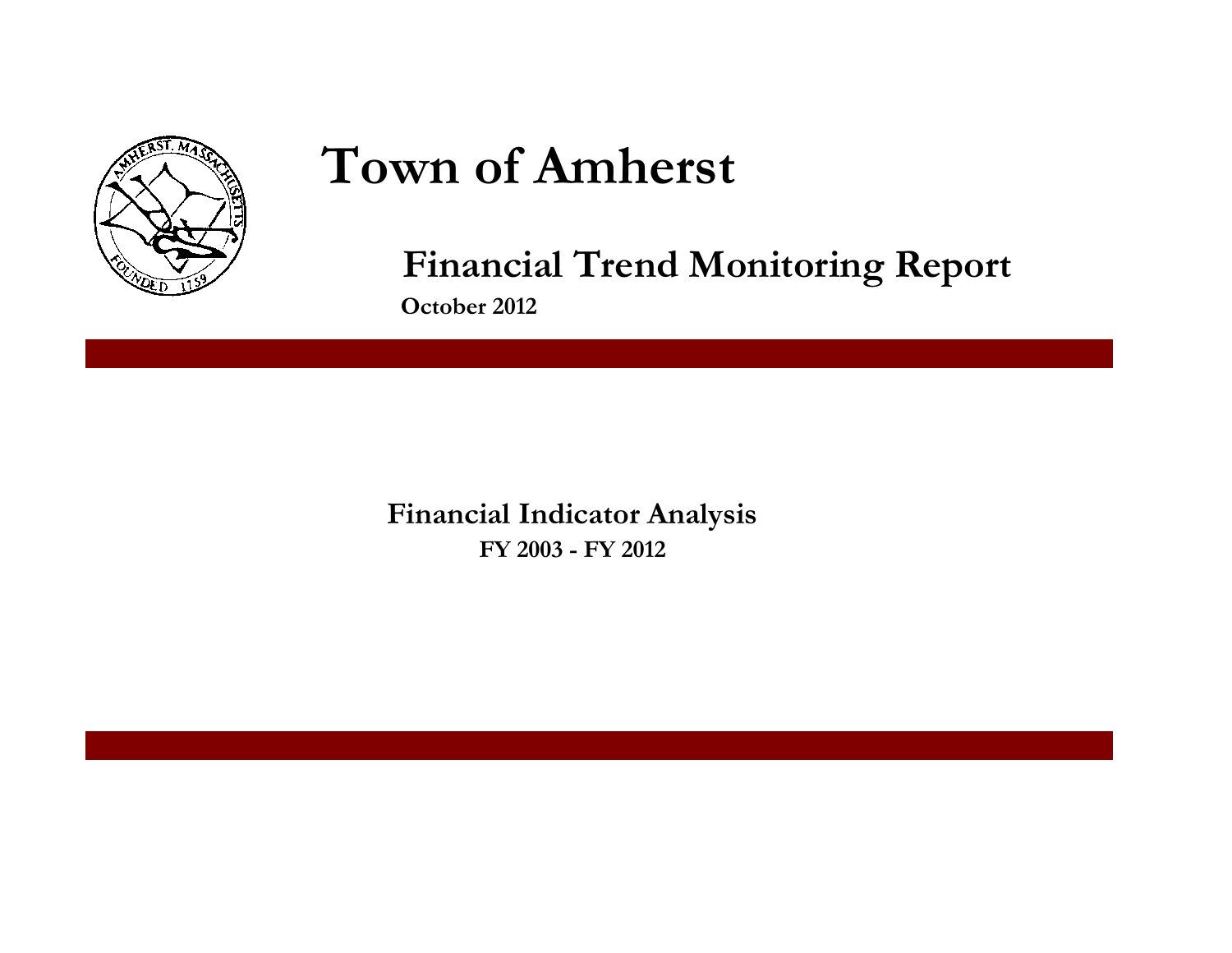# Town of Amherst

## Financial Trend Monitoring Report

**October 2012**

**Financial Indicator Analysis**

**FY 2003 - FY 2012**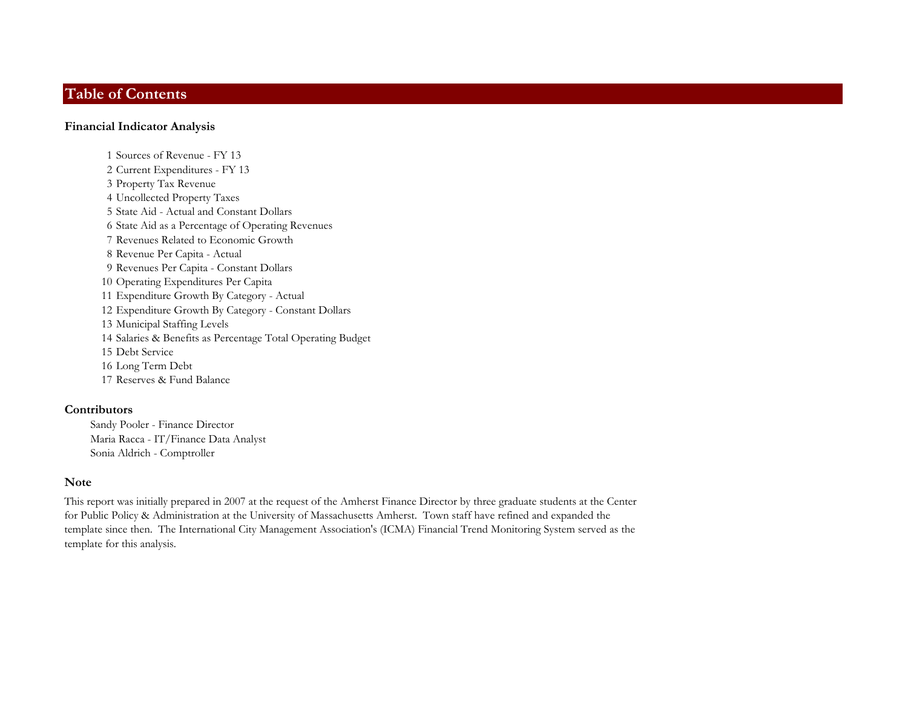# Table of Contents

## Financial Indicator Analysis

1. Sources of Revenue - FY 13
2. Current Expenditures - FY 13
3. Property Tax Revenue
4. Uncollected Property Taxes
5. State Aid - Actual and Constant Dollars
6. State Aid as a Percentage of Operating Revenues
7. Revenues Related to Economic Growth
8. Revenue Per Capita - Actual
9. Revenues Per Capita - Constant Dollars
10. Operating Expenditures Per Capita
11. Expenditure Growth By Category - Actual
12. Expenditure Growth By Category - Constant Dollars
13. Municipal Staffing Levels
14. Salaries & Benefits as Percentage Total Operating Budget
15. Debt Service
16. Long Term Debt
17. Reserves & Fund Balance

## Contributors

Sandy Pooler - Finance Director
Maria Racca - IT/Finance Data Analyst
Sonia Aldrich - Comptroller

## Note

This report was initially prepared in 2007 at the request of the Amherst Finance Director by three graduate students at the Center for Public Policy & Administration at the University of Massachusetts Amherst. Town staff have refined and expanded the template since then. The International City Management Association's (ICMA) Financial Trend Monitoring System served as the template for this analysis.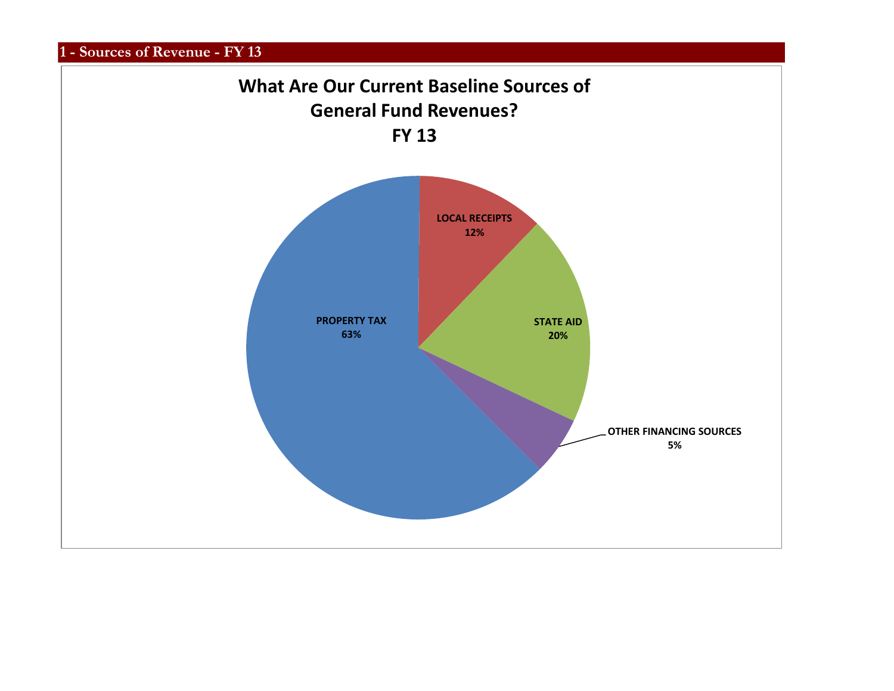## 1 - Sources of Revenue - FY 13

**What Are Our Current Baseline Sources of General Fund Revenues? FY 13**

| Source | Percentage |
|---|---|
| PROPERTY TAX | 63% |
| LOCAL RECEIPTS | 12% |
| STATE AID | 20% |
| OTHER FINANCING SOURCES | 5% |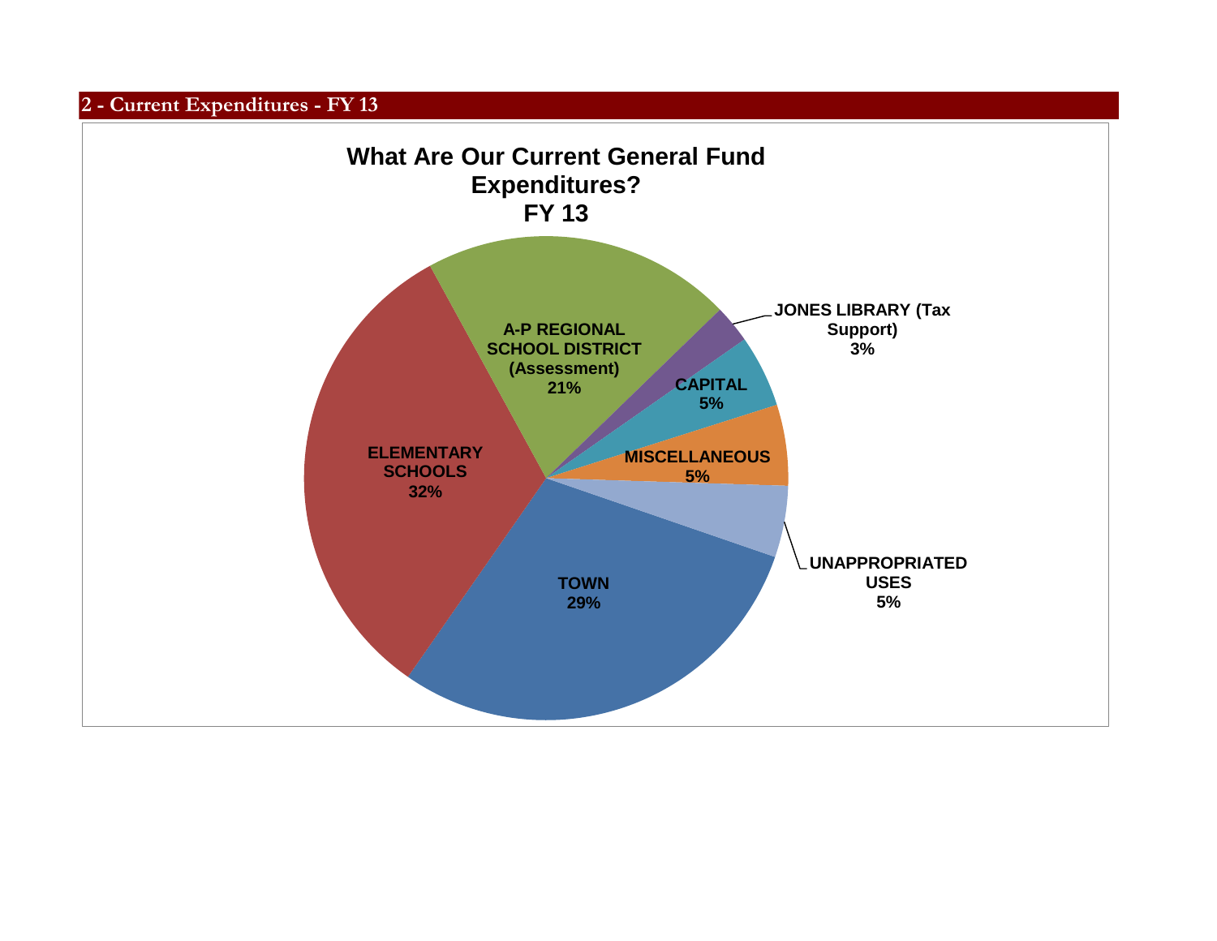## 2 - Current Expenditures - FY 13

**What Are Our Current General Fund Expenditures? FY 13**

- ELEMENTARY SCHOOLS 32%
- TOWN 29%
- A-P REGIONAL SCHOOL DISTRICT (Assessment) 21%
- CAPITAL 5%
- MISCELLANEOUS 5%
- UNAPPROPRIATED USES 5%
- JONES LIBRARY (Tax Support) 3%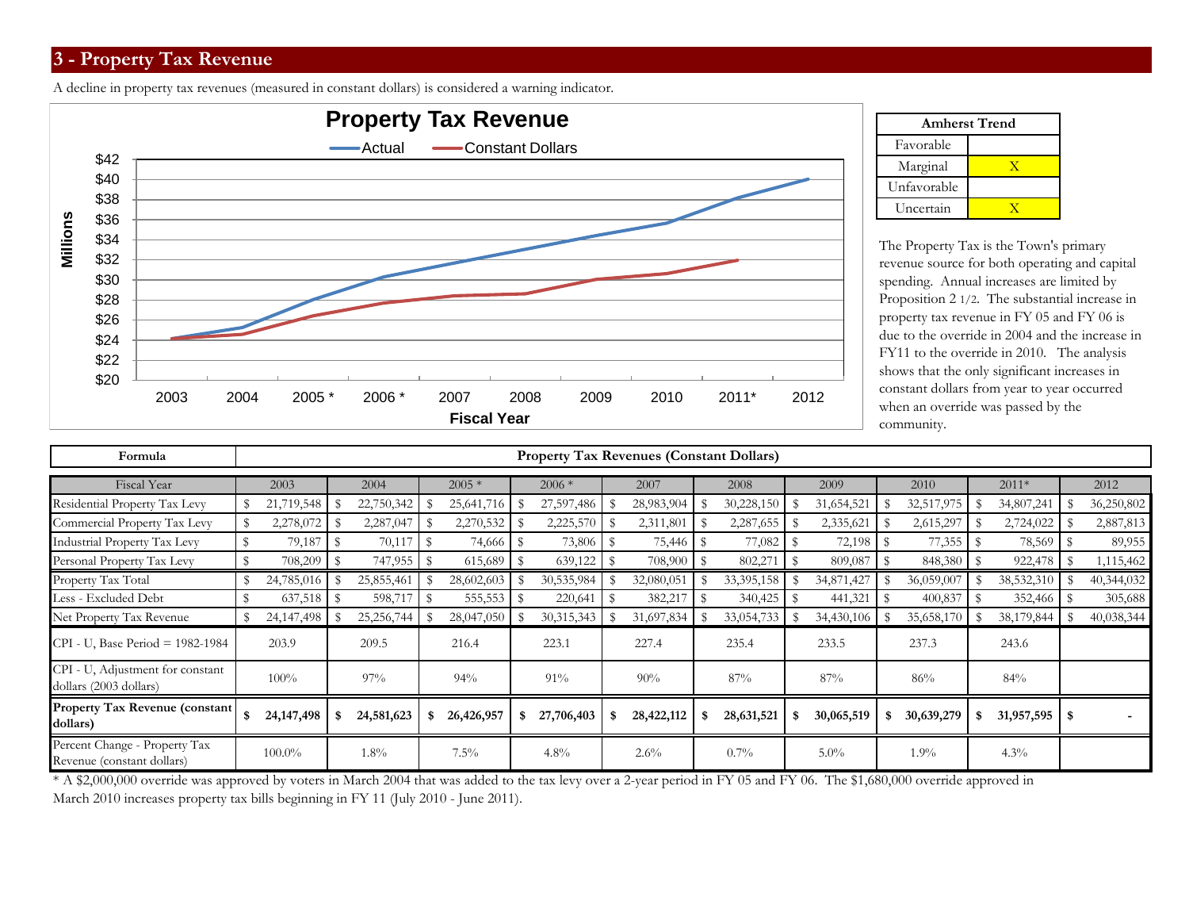## 3 - Property Tax Revenue

A decline in property tax revenues (measured in constant dollars) is considered a warning indicator.

| Amherst Trend | |
|---|---|
| Favorable | |
| Marginal | X |
| Unfavorable | |
| Uncertain | X |

The Property Tax is the Town's primary revenue source for both operating and capital spending. Annual increases are limited by Proposition 2 1/2. The substantial increase in property tax revenue in FY 05 and FY 06 is due to the override in 2004 and the increase in FY11 to the override in 2010. The analysis shows that the only significant increases in constant dollars from year to year occurred when an override was passed by the community.

| Formula | Property Tax Revenues (Constant Dollars) | | | | | | | | | |
|---|---|---|---|---|---|---|---|---|---|---|
| Fiscal Year | 2003 | 2004 | 2005 * | 2006 * | 2007 | 2008 | 2009 | 2010 | 2011* | 2012 |
| Residential Property Tax Levy | $ 21,719,548 | $ 22,750,342 | $ 25,641,716 | $ 27,597,486 | $ 28,983,904 | $ 30,228,150 | $ 31,654,521 | $ 32,517,975 | $ 34,807,241 | $ 36,250,802 |
| Commercial Property Tax Levy | $ 2,278,072 | $ 2,287,047 | $ 2,270,532 | $ 2,225,570 | $ 2,311,801 | $ 2,287,655 | $ 2,335,621 | $ 2,615,297 | $ 2,724,022 | $ 2,887,813 |
| Industrial Property Tax Levy | $ 79,187 | $ 70,117 | $ 74,666 | $ 73,806 | $ 75,446 | $ 77,082 | $ 72,198 | $ 77,355 | $ 78,569 | $ 89,955 |
| Personal Property Tax Levy | $ 708,209 | $ 747,955 | $ 615,689 | $ 639,122 | $ 708,900 | $ 802,271 | $ 809,087 | $ 848,380 | $ 922,478 | $ 1,115,462 |
| Property Tax Total | $ 24,785,016 | $ 25,855,461 | $ 28,602,603 | $ 30,535,984 | $ 32,080,051 | $ 33,395,158 | $ 34,871,427 | $ 36,059,007 | $ 38,532,310 | $ 40,344,032 |
| Less - Excluded Debt | $ 637,518 | $ 598,717 | $ 555,553 | $ 220,641 | $ 382,217 | $ 340,425 | $ 441,321 | $ 400,837 | $ 352,466 | $ 305,688 |
| Net Property Tax Revenue | $ 24,147,498 | $ 25,256,744 | $ 28,047,050 | $ 30,315,343 | $ 31,697,834 | $ 33,054,733 | $ 34,430,106 | $ 35,658,170 | $ 38,179,844 | $ 40,038,344 |
| CPI - U, Base Period = 1982-1984 | 203.9 | 209.5 | 216.4 | 223.1 | 227.4 | 235.4 | 233.5 | 237.3 | 243.6 | |
| CPI - U, Adjustment for constant dollars (2003 dollars) | 100% | 97% | 94% | 91% | 90% | 87% | 87% | 86% | 84% | |
| **Property Tax Revenue (constant dollars)** | **$ 24,147,498** | **$ 24,581,623** | **$ 26,426,957** | **$ 27,706,403** | **$ 28,422,112** | **$ 28,631,521** | **$ 30,065,519** | **$ 30,639,279** | **$ 31,957,595** | **$ -** |
| Percent Change - Property Tax Revenue (constant dollars) | 100.0% | 1.8% | 7.5% | 4.8% | 2.6% | 0.7% | 5.0% | 1.9% | 4.3% | |

* A $2,000,000 override was approved by voters in March 2004 that was added to the tax levy over a 2-year period in FY 05 and FY 06. The $1,680,000 override approved in March 2010 increases property tax bills beginning in FY 11 (July 2010 - June 2011).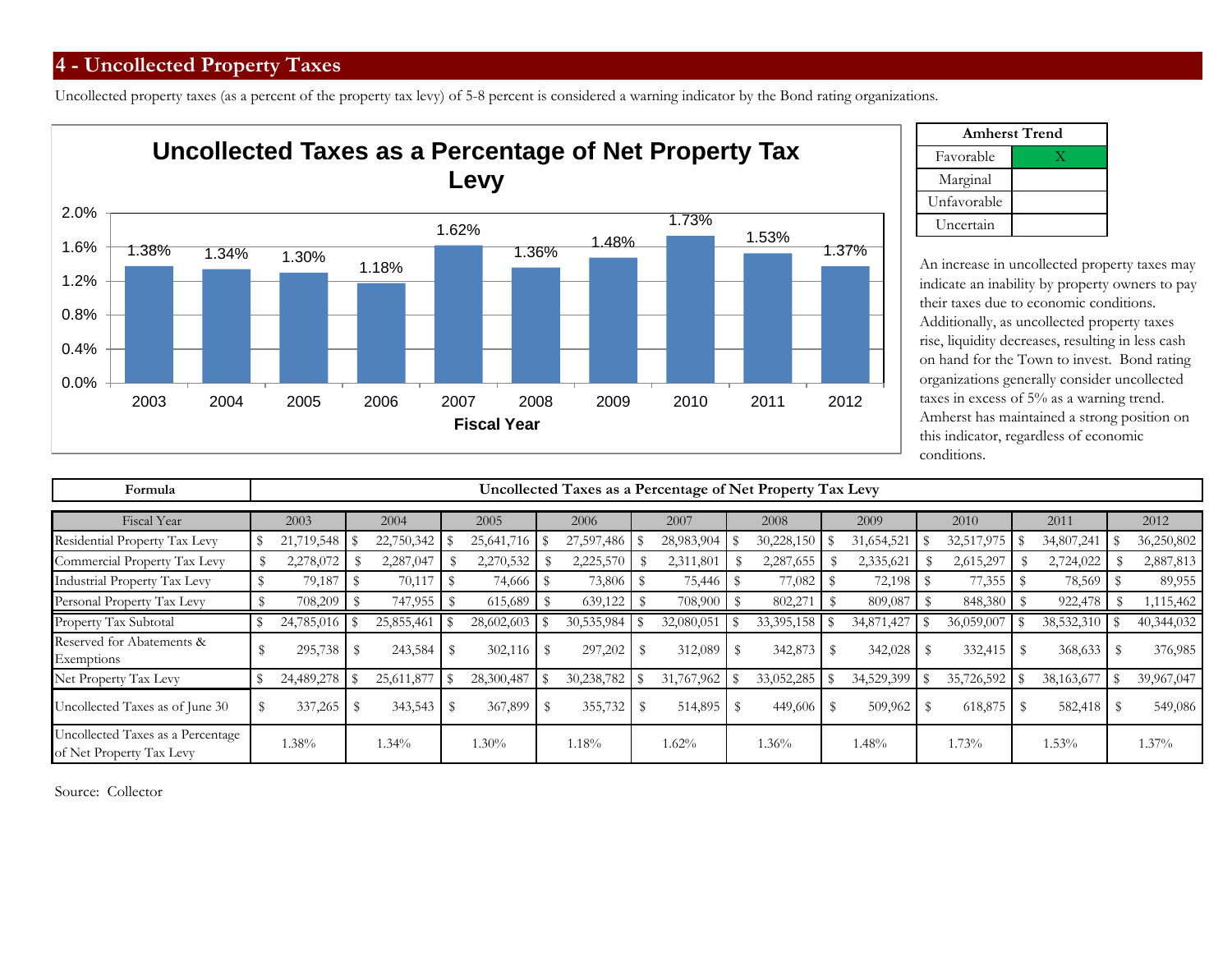## 4 - Uncollected Property Taxes

Uncollected property taxes (as a percent of the property tax levy) of 5-8 percent is considered a warning indicator by the Bond rating organizations.

**Uncollected Taxes as a Percentage of Net Property Tax Levy**

| Fiscal Year | 2003 | 2004 | 2005 | 2006 | 2007 | 2008 | 2009 | 2010 | 2011 | 2012 |
|---|---|---|---|---|---|---|---|---|---|---|
| % | 1.38% | 1.34% | 1.30% | 1.18% | 1.62% | 1.36% | 1.48% | 1.73% | 1.53% | 1.37% |

| Amherst Trend | |
|---|---|
| Favorable | X |
| Marginal | |
| Unfavorable | |
| Uncertain | |

An increase in uncollected property taxes may indicate an inability by property owners to pay their taxes due to economic conditions. Additionally, as uncollected property taxes rise, liquidity decreases, resulting in less cash on hand for the Town to invest. Bond rating organizations generally consider uncollected taxes in excess of 5% as a warning trend. Amherst has maintained a strong position on this indicator, regardless of economic conditions.

| Formula | Uncollected Taxes as a Percentage of Net Property Tax Levy | | | | | | | | | |
|---|---|---|---|---|---|---|---|---|---|---|
| Fiscal Year | 2003 | 2004 | 2005 | 2006 | 2007 | 2008 | 2009 | 2010 | 2011 | 2012 |
| Residential Property Tax Levy | $ 21,719,548 | $ 22,750,342 | $ 25,641,716 | $ 27,597,486 | $ 28,983,904 | $ 30,228,150 | $ 31,654,521 | $ 32,517,975 | $ 34,807,241 | $ 36,250,802 |
| Commercial Property Tax Levy | $ 2,278,072 | $ 2,287,047 | $ 2,270,532 | $ 2,225,570 | $ 2,311,801 | $ 2,287,655 | $ 2,335,621 | $ 2,615,297 | $ 2,724,022 | $ 2,887,813 |
| Industrial Property Tax Levy | $ 79,187 | $ 70,117 | $ 74,666 | $ 73,806 | $ 75,446 | $ 77,082 | $ 72,198 | $ 77,355 | $ 78,569 | $ 89,955 |
| Personal Property Tax Levy | $ 708,209 | $ 747,955 | $ 615,689 | $ 639,122 | $ 708,900 | $ 802,271 | $ 809,087 | $ 848,380 | $ 922,478 | $ 1,115,462 |
| Property Tax Subtotal | $ 24,785,016 | $ 25,855,461 | $ 28,602,603 | $ 30,535,984 | $ 32,080,051 | $ 33,395,158 | $ 34,871,427 | $ 36,059,007 | $ 38,532,310 | $ 40,344,032 |
| Reserved for Abatements & Exemptions | $ 295,738 | $ 243,584 | $ 302,116 | $ 297,202 | $ 312,089 | $ 342,873 | $ 342,028 | $ 332,415 | $ 368,633 | $ 376,985 |
| Net Property Tax Levy | $ 24,489,278 | $ 25,611,877 | $ 28,300,487 | $ 30,238,782 | $ 31,767,962 | $ 33,052,285 | $ 34,529,399 | $ 35,726,592 | $ 38,163,677 | $ 39,967,047 |
| Uncollected Taxes as of June 30 | $ 337,265 | $ 343,543 | $ 367,899 | $ 355,732 | $ 514,895 | $ 449,606 | $ 509,962 | $ 618,875 | $ 582,418 | $ 549,086 |
| Uncollected Taxes as a Percentage of Net Property Tax Levy | 1.38% | 1.34% | 1.30% | 1.18% | 1.62% | 1.36% | 1.48% | 1.73% | 1.53% | 1.37% |

Source: Collector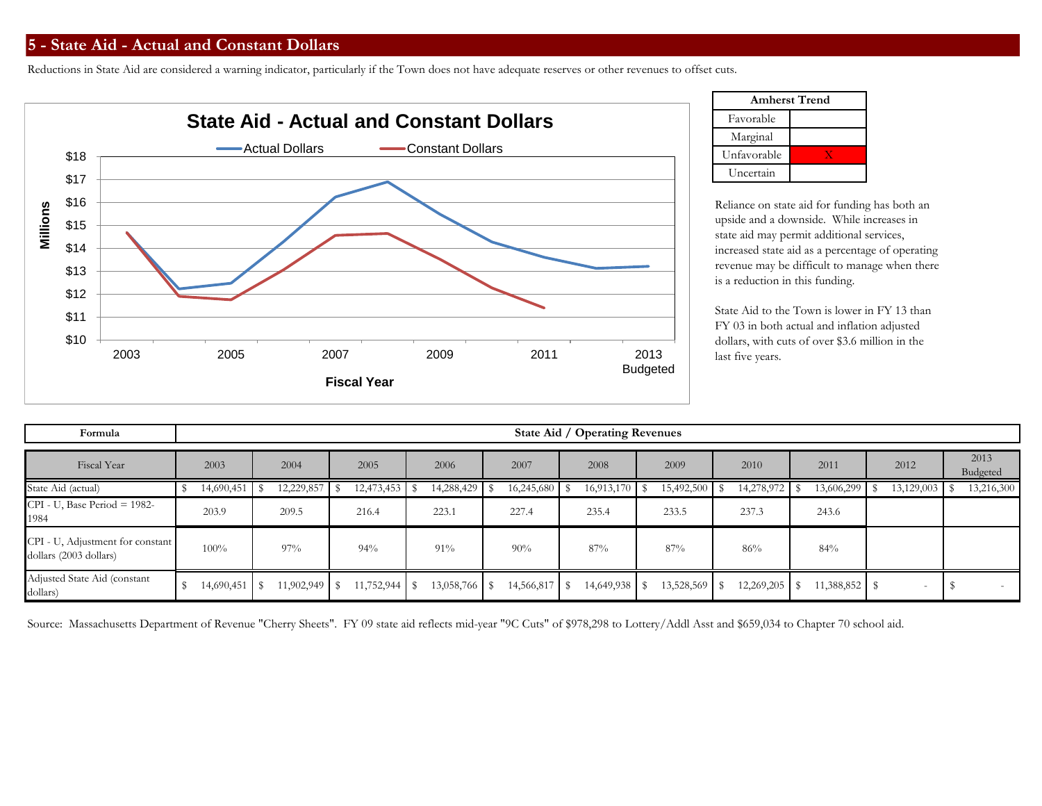## 5 - State Aid - Actual and Constant Dollars

Reductions in State Aid are considered a warning indicator, particularly if the Town does not have adequate reserves or other revenues to offset cuts.

| Amherst Trend | |
|---|---|
| Favorable | |
| Marginal | |
| Unfavorable | X |
| Uncertain | |

Reliance on state aid for funding has both an upside and a downside. While increases in state aid may permit additional services, increased state aid as a percentage of operating revenue may be difficult to manage when there is a reduction in this funding.

State Aid to the Town is lower in FY 13 than FY 03 in both actual and inflation adjusted dollars, with cuts of over $3.6 million in the last five years.

| Formula | State Aid / Operating Revenues | | | | | | | | | | |
|---|---|---|---|---|---|---|---|---|---|---|---|
| Fiscal Year | 2003 | 2004 | 2005 | 2006 | 2007 | 2008 | 2009 | 2010 | 2011 | 2012 | 2013 Budgeted |
| State Aid (actual) | $ 14,690,451 | $ 12,229,857 | $ 12,473,453 | $ 14,288,429 | $ 16,245,680 | $ 16,913,170 | $ 15,492,500 | $ 14,278,972 | $ 13,606,299 | $ 13,129,003 | $ 13,216,300 |
| CPI - U, Base Period = 1982-1984 | 203.9 | 209.5 | 216.4 | 223.1 | 227.4 | 235.4 | 233.5 | 237.3 | 243.6 | | |
| CPI - U, Adjustment for constant dollars (2003 dollars) | 100% | 97% | 94% | 91% | 90% | 87% | 87% | 86% | 84% | | |
| Adjusted State Aid (constant dollars) | $ 14,690,451 | $ 11,902,949 | $ 11,752,944 | $ 13,058,766 | $ 14,566,817 | $ 14,649,938 | $ 13,528,569 | $ 12,269,205 | $ 11,388,852 | $ - | $ - |

Source: Massachusetts Department of Revenue "Cherry Sheets". FY 09 state aid reflects mid-year "9C Cuts" of $978,298 to Lottery/Addl Asst and $659,034 to Chapter 70 school aid.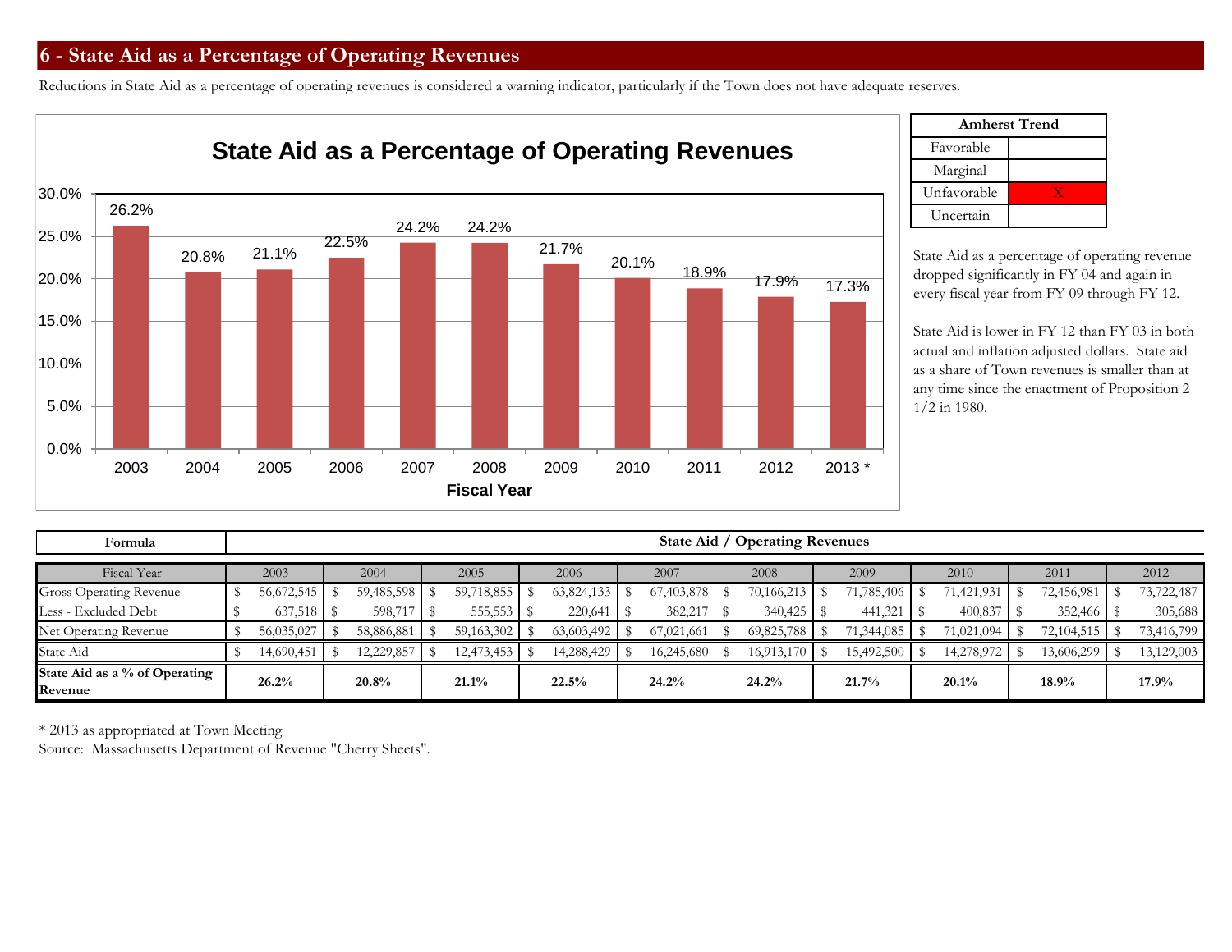## 6 - State Aid as a Percentage of Operating Revenues

Reductions in State Aid as a percentage of operating revenues is considered a warning indicator, particularly if the Town does not have adequate reserves.

**State Aid as a Percentage of Operating Revenues**

| Fiscal Year | 2003 | 2004 | 2005 | 2006 | 2007 | 2008 | 2009 | 2010 | 2011 | 2012 | 2013 * |
|---|---|---|---|---|---|---|---|---|---|---|---|
| % | 26.2% | 20.8% | 21.1% | 22.5% | 24.2% | 24.2% | 21.7% | 20.1% | 18.9% | 17.9% | 17.3% |

| Amherst Trend | |
|---|---|
| Favorable | |
| Marginal | |
| Unfavorable | X |
| Uncertain | |

State Aid as a percentage of operating revenue dropped significantly in FY 04 and again in every fiscal year from FY 09 through FY 12.

State Aid is lower in FY 12 than FY 03 in both actual and inflation adjusted dollars. State aid as a share of Town revenues is smaller than at any time since the enactment of Proposition 2 1/2 in 1980.

| **Formula** | **State Aid / Operating Revenues** | | | | | | | | | |
|---|---|---|---|---|---|---|---|---|---|---|
| Fiscal Year | 2003 | 2004 | 2005 | 2006 | 2007 | 2008 | 2009 | 2010 | 2011 | 2012 |
| Gross Operating Revenue | $ 56,672,545 | $ 59,485,598 | $ 59,718,855 | $ 63,824,133 | $ 67,403,878 | $ 70,166,213 | $ 71,785,406 | $ 71,421,931 | $ 72,456,981 | $ 73,722,487 |
| Less - Excluded Debt | $ 637,518 | $ 598,717 | $ 555,553 | $ 220,641 | $ 382,217 | $ 340,425 | $ 441,321 | $ 400,837 | $ 352,466 | $ 305,688 |
| Net Operating Revenue | $ 56,035,027 | $ 58,886,881 | $ 59,163,302 | $ 63,603,492 | $ 67,021,661 | $ 69,825,788 | $ 71,344,085 | $ 71,021,094 | $ 72,104,515 | $ 73,416,799 |
| State Aid | $ 14,690,451 | $ 12,229,857 | $ 12,473,453 | $ 14,288,429 | $ 16,245,680 | $ 16,913,170 | $ 15,492,500 | $ 14,278,972 | $ 13,606,299 | $ 13,129,003 |
| **State Aid as a % of Operating Revenue** | **26.2%** | **20.8%** | **21.1%** | **22.5%** | **24.2%** | **24.2%** | **21.7%** | **20.1%** | **18.9%** | **17.9%** |

\* 2013 as appropriated at Town Meeting
Source: Massachusetts Department of Revenue "Cherry Sheets".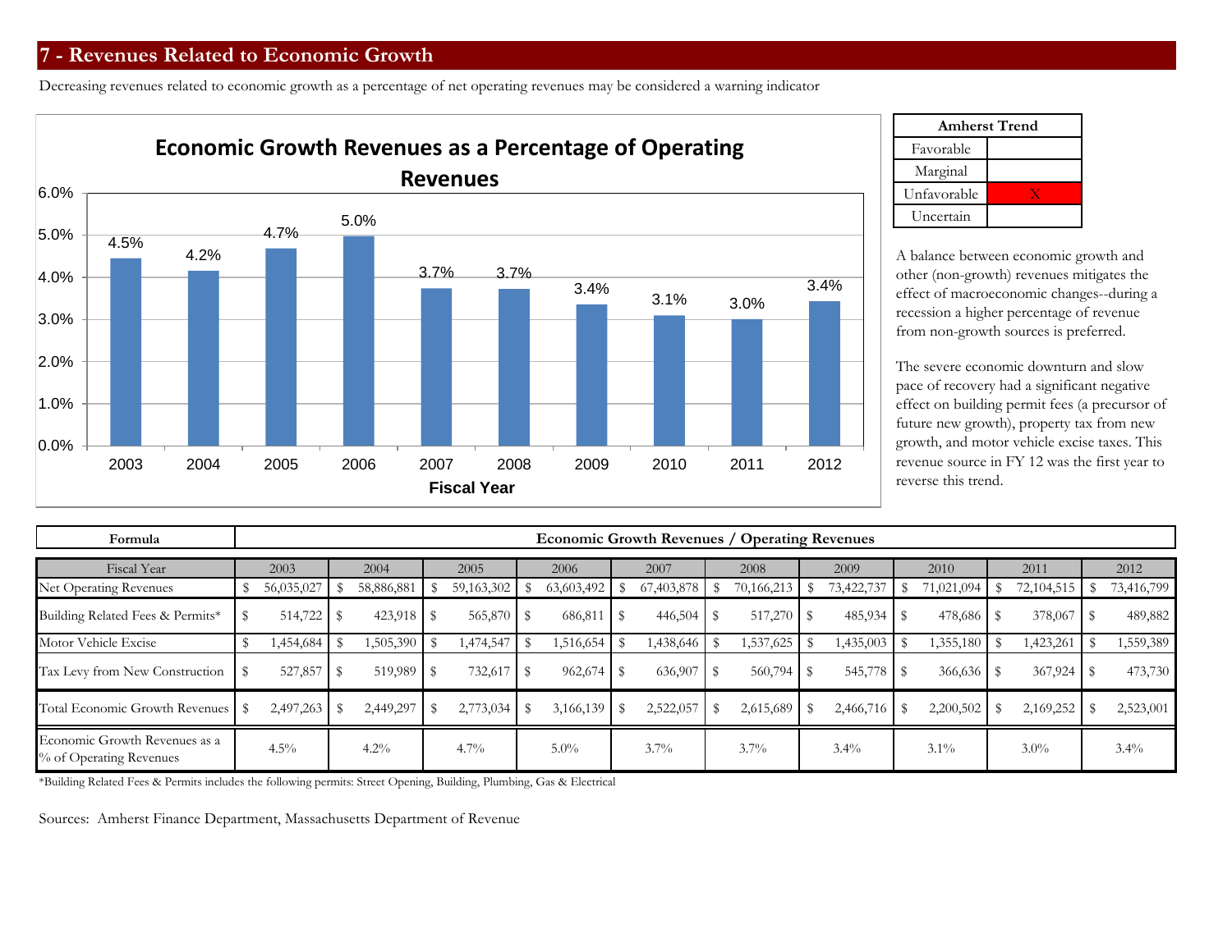## 7 - Revenues Related to Economic Growth

Decreasing revenues related to economic growth as a percentage of net operating revenues may be considered a warning indicator

**Economic Growth Revenues as a Percentage of Operating Revenues**

| Fiscal Year | 2003 | 2004 | 2005 | 2006 | 2007 | 2008 | 2009 | 2010 | 2011 | 2012 |
|---|---|---|---|---|---|---|---|---|---|---|
| % | 4.5% | 4.2% | 4.7% | 5.0% | 3.7% | 3.7% | 3.4% | 3.1% | 3.0% | 3.4% |

| Amherst Trend | |
|---|---|
| Favorable | |
| Marginal | |
| Unfavorable | X |
| Uncertain | |

A balance between economic growth and other (non-growth) revenues mitigates the effect of macroeconomic changes--during a recession a higher percentage of revenue from non-growth sources is preferred.

The severe economic downturn and slow pace of recovery had a significant negative effect on building permit fees (a precursor of future new growth), property tax from new growth, and motor vehicle excise taxes. This revenue source in FY 12 was the first year to reverse this trend.

| Formula | Economic Growth Revenues / Operating Revenues | | | | | | | | | |
|---|---|---|---|---|---|---|---|---|---|---|
| Fiscal Year | 2003 | 2004 | 2005 | 2006 | 2007 | 2008 | 2009 | 2010 | 2011 | 2012 |
| Net Operating Revenues | $ 56,035,027 | $ 58,886,881 | $ 59,163,302 | $ 63,603,492 | $ 67,403,878 | $ 70,166,213 | $ 73,422,737 | $ 71,021,094 | $ 72,104,515 | $ 73,416,799 |
| Building Related Fees & Permits* | $ 514,722 | $ 423,918 | $ 565,870 | $ 686,811 | $ 446,504 | $ 517,270 | $ 485,934 | $ 478,686 | $ 378,067 | $ 489,882 |
| Motor Vehicle Excise | $ 1,454,684 | $ 1,505,390 | $ 1,474,547 | $ 1,516,654 | $ 1,438,646 | $ 1,537,625 | $ 1,435,003 | $ 1,355,180 | $ 1,423,261 | $ 1,559,389 |
| Tax Levy from New Construction | $ 527,857 | $ 519,989 | $ 732,617 | $ 962,674 | $ 636,907 | $ 560,794 | $ 545,778 | $ 366,636 | $ 367,924 | $ 473,730 |
| Total Economic Growth Revenues | $ 2,497,263 | $ 2,449,297 | $ 2,773,034 | $ 3,166,139 | $ 2,522,057 | $ 2,615,689 | $ 2,466,716 | $ 2,200,502 | $ 2,169,252 | $ 2,523,001 |
| Economic Growth Revenues as a % of Operating Revenues | 4.5% | 4.2% | 4.7% | 5.0% | 3.7% | 3.7% | 3.4% | 3.1% | 3.0% | 3.4% |

*Building Related Fees & Permits includes the following permits: Street Opening, Building, Plumbing, Gas & Electrical

Sources: Amherst Finance Department, Massachusetts Department of Revenue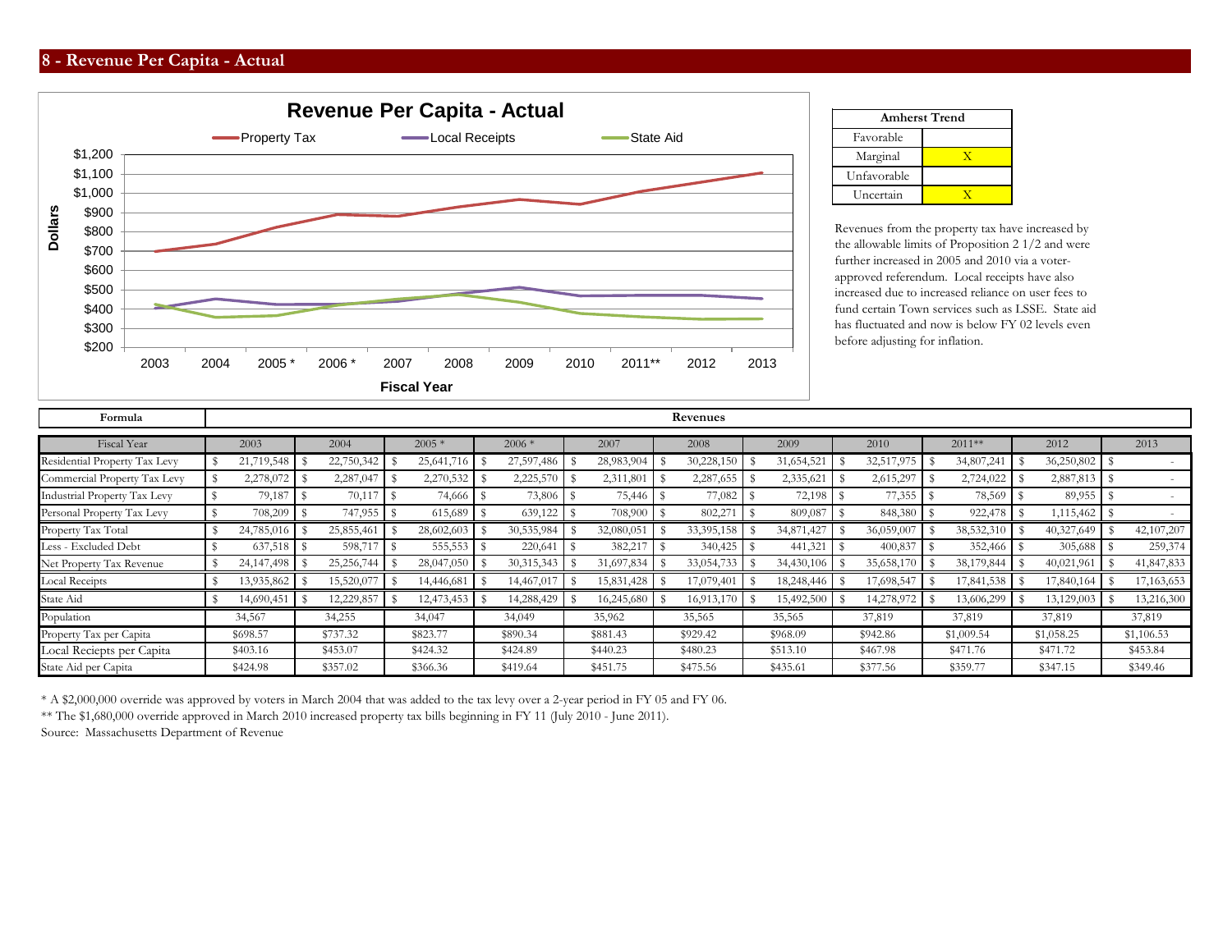## 8 - Revenue Per Capita - Actual

**Revenue Per Capita - Actual**

| Amherst Trend | |
|---|---|
| Favorable | |
| Marginal | X |
| Unfavorable | |
| Uncertain | X |

Revenues from the property tax have increased by the allowable limits of Proposition 2 1/2 and were further increased in 2005 and 2010 via a voter-approved referendum. Local receipts have also increased due to increased reliance on user fees to fund certain Town services such as LSSE. State aid has fluctuated and now is below FY 02 levels even before adjusting for inflation.

| Formula | Revenues | | | | | | | | | | |
|---|---|---|---|---|---|---|---|---|---|---|---|
| Fiscal Year | 2003 | 2004 | 2005 * | 2006 * | 2007 | 2008 | 2009 | 2010 | 2011** | 2012 | 2013 |
| Residential Property Tax Levy | $ 21,719,548 | $ 22,750,342 | $ 25,641,716 | $ 27,597,486 | $ 28,983,904 | $ 30,228,150 | $ 31,654,521 | $ 32,517,975 | $ 34,807,241 | $ 36,250,802 | $ - |
| Commercial Property Tax Levy | $ 2,278,072 | $ 2,287,047 | $ 2,270,532 | $ 2,225,570 | $ 2,311,801 | $ 2,287,655 | $ 2,335,621 | $ 2,615,297 | $ 2,724,022 | $ 2,887,813 | $ - |
| Industrial Property Tax Levy | $ 79,187 | $ 70,117 | $ 74,666 | $ 73,806 | $ 75,446 | $ 77,082 | $ 72,198 | $ 77,355 | $ 78,569 | $ 89,955 | $ - |
| Personal Property Tax Levy | $ 708,209 | $ 747,955 | $ 615,689 | $ 639,122 | $ 708,900 | $ 802,271 | $ 809,087 | $ 848,380 | $ 922,478 | $ 1,115,462 | $ - |
| Property Tax Total | $ 24,785,016 | $ 25,855,461 | $ 28,602,603 | $ 30,535,984 | $ 32,080,051 | $ 33,395,158 | $ 34,871,427 | $ 36,059,007 | $ 38,532,310 | $ 40,327,649 | $ 42,107,207 |
| Less - Excluded Debt | $ 637,518 | $ 598,717 | $ 555,553 | $ 220,641 | $ 382,217 | $ 340,425 | $ 441,321 | $ 400,837 | $ 352,466 | $ 305,688 | $ 259,374 |
| Net Property Tax Revenue | $ 24,147,498 | $ 25,256,744 | $ 28,047,050 | $ 30,315,343 | $ 31,697,834 | $ 33,054,733 | $ 34,430,106 | $ 35,658,170 | $ 38,179,844 | $ 40,021,961 | $ 41,847,833 |
| Local Receipts | $ 13,935,862 | $ 15,520,077 | $ 14,446,681 | $ 14,467,017 | $ 15,831,428 | $ 17,079,401 | $ 18,248,446 | $ 17,698,547 | $ 17,841,538 | $ 17,840,164 | $ 17,163,653 |
| State Aid | $ 14,690,451 | $ 12,229,857 | $ 12,473,453 | $ 14,288,429 | $ 16,245,680 | $ 16,913,170 | $ 15,492,500 | $ 14,278,972 | $ 13,606,299 | $ 13,129,003 | $ 13,216,300 |
| Population | 34,567 | 34,255 | 34,047 | 34,049 | 35,962 | 35,565 | 35,565 | 37,819 | 37,819 | 37,819 | 37,819 |
| Property Tax per Capita | $698.57 | $737.32 | $823.77 | $890.34 | $881.43 | $929.42 | $968.09 | $942.86 | $1,009.54 | $1,058.25 | $1,106.53 |
| Local Reciepts per Capita | $403.16 | $453.07 | $424.32 | $424.89 | $440.23 | $480.23 | $513.10 | $467.98 | $471.76 | $471.72 | $453.84 |
| State Aid per Capita | $424.98 | $357.02 | $366.36 | $419.64 | $451.75 | $475.56 | $435.61 | $377.56 | $359.77 | $347.15 | $349.46 |

* A $2,000,000 override was approved by voters in March 2004 that was added to the tax levy over a 2-year period in FY 05 and FY 06.

** The $1,680,000 override approved in March 2010 increased property tax bills beginning in FY 11 (July 2010 - June 2011).

Source: Massachusetts Department of Revenue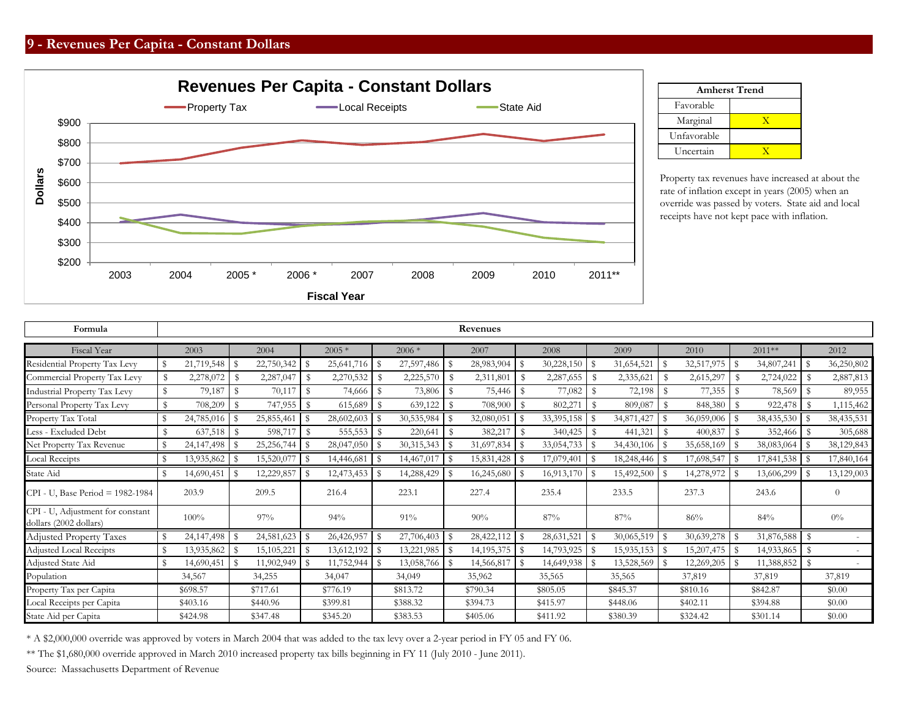# 9 - Revenues Per Capita - Constant Dollars

| Amherst Trend | |
|---|---|
| Favorable | |
| Marginal | X |
| Unfavorable | |
| Uncertain | X |

Property tax revenues have increased at about the rate of inflation except in years (2005) when an override was passed by voters. State aid and local receipts have not kept pace with inflation.

| Formula | Revenues | | | | | | | | | |
|---|---|---|---|---|---|---|---|---|---|---|
| Fiscal Year | 2003 | 2004 | 2005 * | 2006 * | 2007 | 2008 | 2009 | 2010 | 2011** | 2012 |
| Residential Property Tax Levy | $ 21,719,548 | $ 22,750,342 | $ 25,641,716 | $ 27,597,486 | $ 28,983,904 | $ 30,228,150 | $ 31,654,521 | $ 32,517,975 | $ 34,807,241 | $ 36,250,802 |
| Commercial Property Tax Levy | $ 2,278,072 | $ 2,287,047 | $ 2,270,532 | $ 2,225,570 | $ 2,311,801 | $ 2,287,655 | $ 2,335,621 | $ 2,615,297 | $ 2,724,022 | $ 2,887,813 |
| Industrial Property Tax Levy | $ 79,187 | $ 70,117 | $ 74,666 | $ 73,806 | $ 75,446 | $ 77,082 | $ 72,198 | $ 77,355 | $ 78,569 | $ 89,955 |
| Personal Property Tax Levy | $ 708,209 | $ 747,955 | $ 615,689 | $ 639,122 | $ 708,900 | $ 802,271 | $ 809,087 | $ 848,380 | $ 922,478 | $ 1,115,462 |
| Property Tax Total | $ 24,785,016 | $ 25,855,461 | $ 28,602,603 | $ 30,535,984 | $ 32,080,051 | $ 33,395,158 | $ 34,871,427 | $ 36,059,006 | $ 38,435,530 | $ 38,435,531 |
| Less - Excluded Debt | $ 637,518 | $ 598,717 | $ 555,553 | $ 220,641 | $ 382,217 | $ 340,425 | $ 441,321 | $ 400,837 | $ 352,466 | $ 305,688 |
| Net Property Tax Revenue | $ 24,147,498 | $ 25,256,744 | $ 28,047,050 | $ 30,315,343 | $ 31,697,834 | $ 33,054,733 | $ 34,430,106 | $ 35,658,169 | $ 38,083,064 | $ 38,129,843 |
| Local Receipts | $ 13,935,862 | $ 15,520,077 | $ 14,446,681 | $ 14,467,017 | $ 15,831,428 | $ 17,079,401 | $ 18,248,446 | $ 17,698,547 | $ 17,841,538 | $ 17,840,164 |
| State Aid | $ 14,690,451 | $ 12,229,857 | $ 12,473,453 | $ 14,288,429 | $ 16,245,680 | $ 16,913,170 | $ 15,492,500 | $ 14,278,972 | $ 13,606,299 | $ 13,129,003 |
| CPI - U, Base Period = 1982-1984 | 203.9 | 209.5 | 216.4 | 223.1 | 227.4 | 235.4 | 233.5 | 237.3 | 243.6 | 0 |
| CPI - U, Adjustment for constant dollars (2002 dollars) | 100% | 97% | 94% | 91% | 90% | 87% | 87% | 86% | 84% | 0% |
| Adjusted Property Taxes | $ 24,147,498 | $ 24,581,623 | $ 26,426,957 | $ 27,706,403 | $ 28,422,112 | $ 28,631,521 | $ 30,065,519 | $ 30,639,278 | $ 31,876,588 | $ - |
| Adjusted Local Receipts | $ 13,935,862 | $ 15,105,221 | $ 13,612,192 | $ 13,221,985 | $ 14,195,375 | $ 14,793,925 | $ 15,935,153 | $ 15,207,475 | $ 14,933,865 | $ - |
| Adjusted State Aid | $ 14,690,451 | $ 11,902,949 | $ 11,752,944 | $ 13,058,766 | $ 14,566,817 | $ 14,649,938 | $ 13,528,569 | $ 12,269,205 | $ 11,388,852 | $ - |
| Population | 34,567 | 34,255 | 34,047 | 34,049 | 35,962 | 35,565 | 35,565 | 37,819 | 37,819 | 37,819 |
| Property Tax per Capita | $698.57 | $717.61 | $776.19 | $813.72 | $790.34 | $805.05 | $845.37 | $810.16 | $842.87 | $0.00 |
| Local Receipts per Capita | $403.16 | $440.96 | $399.81 | $388.32 | $394.73 | $415.97 | $448.06 | $402.11 | $394.88 | $0.00 |
| State Aid per Capita | $424.98 | $347.48 | $345.20 | $383.53 | $405.06 | $411.92 | $380.39 | $324.42 | $301.14 | $0.00 |

\* A $2,000,000 override was approved by voters in March 2004 that was added to the tax levy over a 2-year period in FY 05 and FY 06.

** The $1,680,000 override approved in March 2010 increased property tax bills beginning in FY 11 (July 2010 - June 2011).

Source: Massachusetts Department of Revenue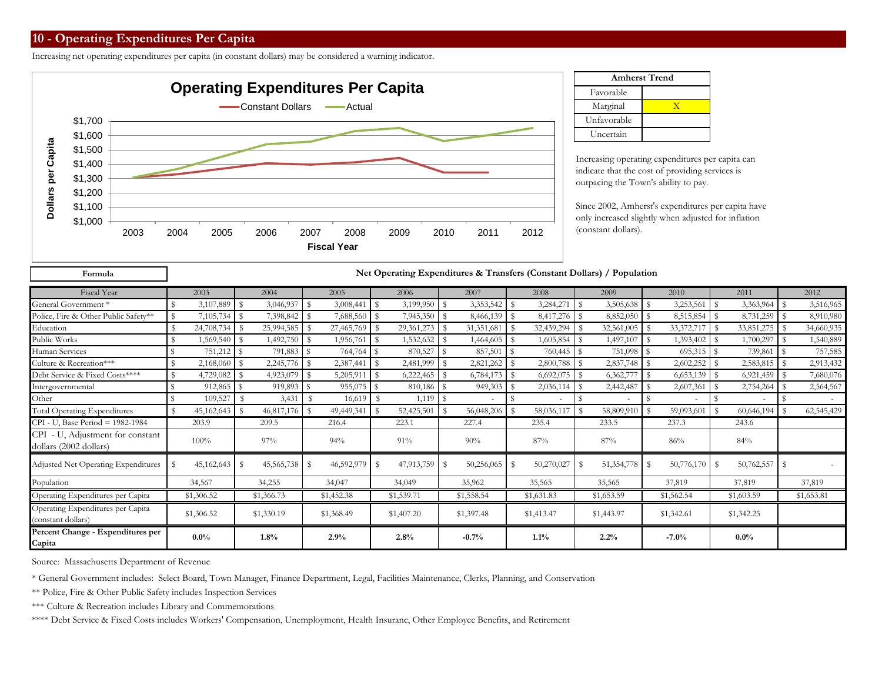## 10 - Operating Expenditures Per Capita

Increasing net operating expenditures per capita (in constant dollars) may be considered a warning indicator.

| Amherst Trend | |
|---|---|
| Favorable | |
| Marginal | X |
| Unfavorable | |
| Uncertain | |

Increasing operating expenditures per capita can indicate that the cost of providing services is outpacing the Town's ability to pay.

Since 2002, Amherst's expenditures per capita have only increased slightly when adjusted for inflation (constant dollars).

**Formula**

**Net Operating Expenditures & Transfers (Constant Dollars) / Population**

| Fiscal Year | 2003 | 2004 | 2005 | 2006 | 2007 | 2008 | 2009 | 2010 | 2011 | 2012 |
|---|---|---|---|---|---|---|---|---|---|---|
| General Government * | $ 3,107,889 | $ 3,046,937 | $ 3,008,441 | $ 3,199,950 | $ 3,353,542 | $ 3,284,271 | $ 3,505,638 | $ 3,253,561 | $ 3,363,964 | $ 3,516,965 |
| Police, Fire & Other Public Safety** | $ 7,105,734 | $ 7,398,842 | $ 7,688,560 | $ 7,945,350 | $ 8,466,139 | $ 8,417,276 | $ 8,852,050 | $ 8,515,854 | $ 8,731,259 | $ 8,910,980 |
| Education | $ 24,708,734 | $ 25,994,585 | $ 27,465,769 | $ 29,361,273 | $ 31,351,681 | $ 32,439,294 | $ 32,561,005 | $ 33,372,717 | $ 33,851,275 | $ 34,660,935 |
| Public Works | $ 1,569,540 | $ 1,492,750 | $ 1,956,761 | $ 1,532,632 | $ 1,464,605 | $ 1,605,854 | $ 1,497,107 | $ 1,393,402 | $ 1,700,297 | $ 1,540,889 |
| Human Services | $ 751,212 | $ 791,883 | $ 764,764 | $ 870,527 | $ 857,501 | $ 760,445 | $ 751,098 | $ 695,315 | $ 739,861 | $ 757,585 |
| Culture & Recreation*** | $ 2,168,060 | $ 2,245,776 | $ 2,387,441 | $ 2,481,999 | $ 2,821,262 | $ 2,800,788 | $ 2,837,748 | $ 2,602,252 | $ 2,583,815 | $ 2,913,432 |
| Debt Service & Fixed Costs**** | $ 4,729,082 | $ 4,923,079 | $ 5,205,911 | $ 6,222,465 | $ 6,784,173 | $ 6,692,075 | $ 6,362,777 | $ 6,653,139 | $ 6,921,459 | $ 7,680,076 |
| Intergovernmental | $ 912,865 | $ 919,893 | $ 955,075 | $ 810,186 | $ 949,303 | $ 2,036,114 | $ 2,442,487 | $ 2,607,361 | $ 2,754,264 | $ 2,564,567 |
| Other | $ 109,527 | $ 3,431 | $ 16,619 | $ 1,119 | $ - | $ - | $ - | $ - | $ - | $ - |
| Total Operating Expenditures | $ 45,162,643 | $ 46,817,176 | $ 49,449,341 | $ 52,425,501 | $ 56,048,206 | $ 58,036,117 | $ 58,809,910 | $ 59,093,601 | $ 60,646,194 | $ 62,545,429 |
| CPI - U, Base Period = 1982-1984 | 203.9 | 209.5 | 216.4 | 223.1 | 227.4 | 235.4 | 233.5 | 237.3 | 243.6 | |
| CPI - U, Adjustment for constant dollars (2002 dollars) | 100% | 97% | 94% | 91% | 90% | 87% | 87% | 86% | 84% | |
| Adjusted Net Operating Expenditures | $ 45,162,643 | $ 45,565,738 | $ 46,592,979 | $ 47,913,759 | $ 50,256,065 | $ 50,270,027 | $ 51,354,778 | $ 50,776,170 | $ 50,762,557 | $ - |
| Population | 34,567 | 34,255 | 34,047 | 34,049 | 35,962 | 35,565 | 35,565 | 37,819 | 37,819 | 37,819 |
| Operating Expenditures per Capita | $1,306.52 | $1,366.73 | $1,452.38 | $1,539.71 | $1,558.54 | $1,631.83 | $1,653.59 | $1,562.54 | $1,603.59 | $1,653.81 |
| Operating Expenditures per Capita (constant dollars) | $1,306.52 | $1,330.19 | $1,368.49 | $1,407.20 | $1,397.48 | $1,413.47 | $1,443.97 | $1,342.61 | $1,342.25 | |
| **Percent Change - Expenditures per Capita** | **0.0%** | **1.8%** | **2.9%** | **2.8%** | **-0.7%** | **1.1%** | **2.2%** | **-7.0%** | **0.0%** | |

Source: Massachusetts Department of Revenue

* General Government includes: Select Board, Town Manager, Finance Department, Legal, Facilities Maintenance, Clerks, Planning, and Conservation

** Police, Fire & Other Public Safety includes Inspection Services

*** Culture & Recreation includes Library and Commemorations

**** Debt Service & Fixed Costs includes Workers' Compensation, Unemployment, Health Insuranc, Other Employee Benefits, and Retirement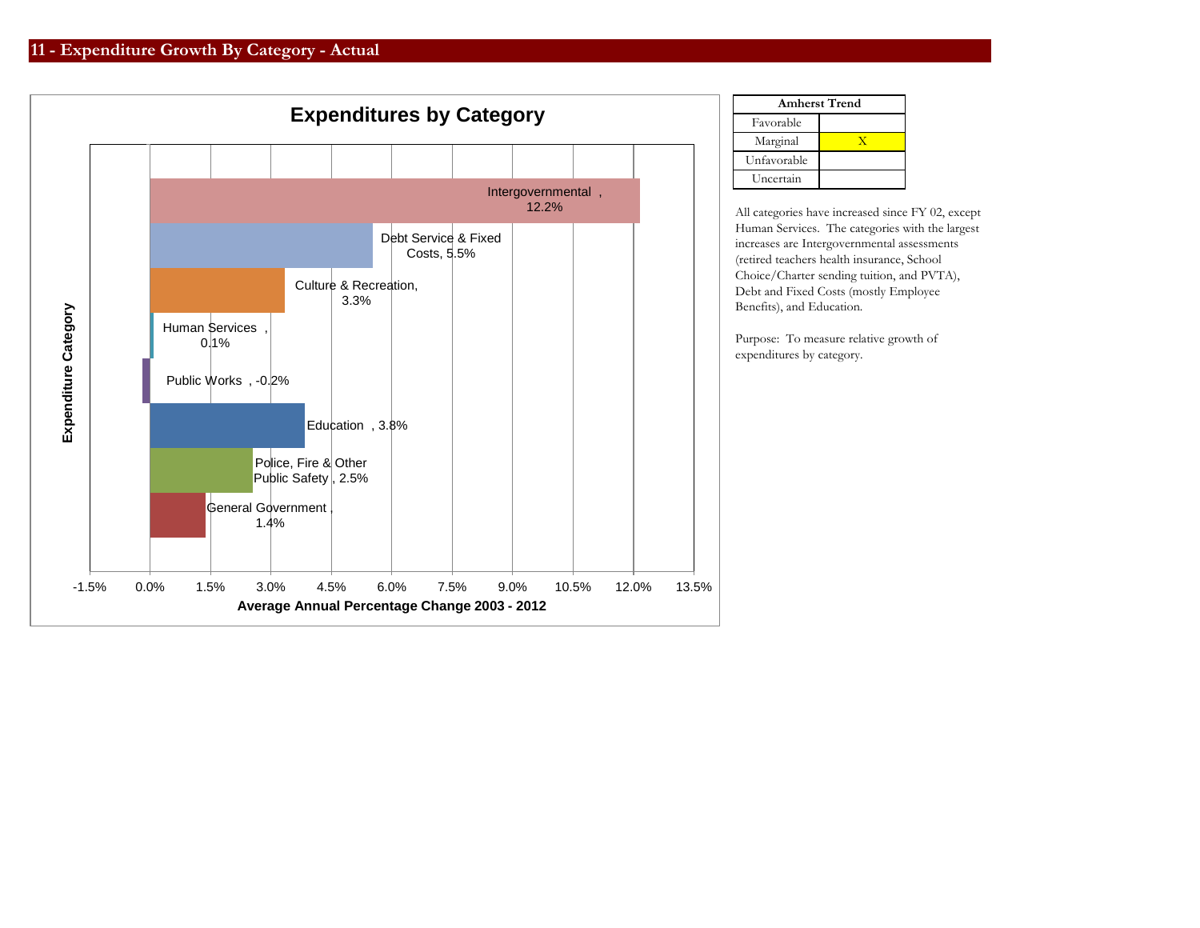## 11 - Expenditure Growth By Category - Actual

**Expenditures by Category**

| Expenditure Category | Average Annual Percentage Change 2003 - 2012 |
|---|---|
| Intergovernmental | 12.2% |
| Debt Service & Fixed Costs | 5.5% |
| Culture & Recreation | 3.3% |
| Human Services | 0.1% |
| Public Works | -0.2% |
| Education | 3.8% |
| Police, Fire & Other Public Safety | 2.5% |
| General Government | 1.4% |

| Amherst Trend | |
|---|---|
| Favorable | |
| Marginal | X |
| Unfavorable | |
| Uncertain | |

All categories have increased since FY 02, except Human Services. The categories with the largest increases are Intergovernmental assessments (retired teachers health insurance, School Choice/Charter sending tuition, and PVTA), Debt and Fixed Costs (mostly Employee Benefits), and Education.

Purpose: To measure relative growth of expenditures by category.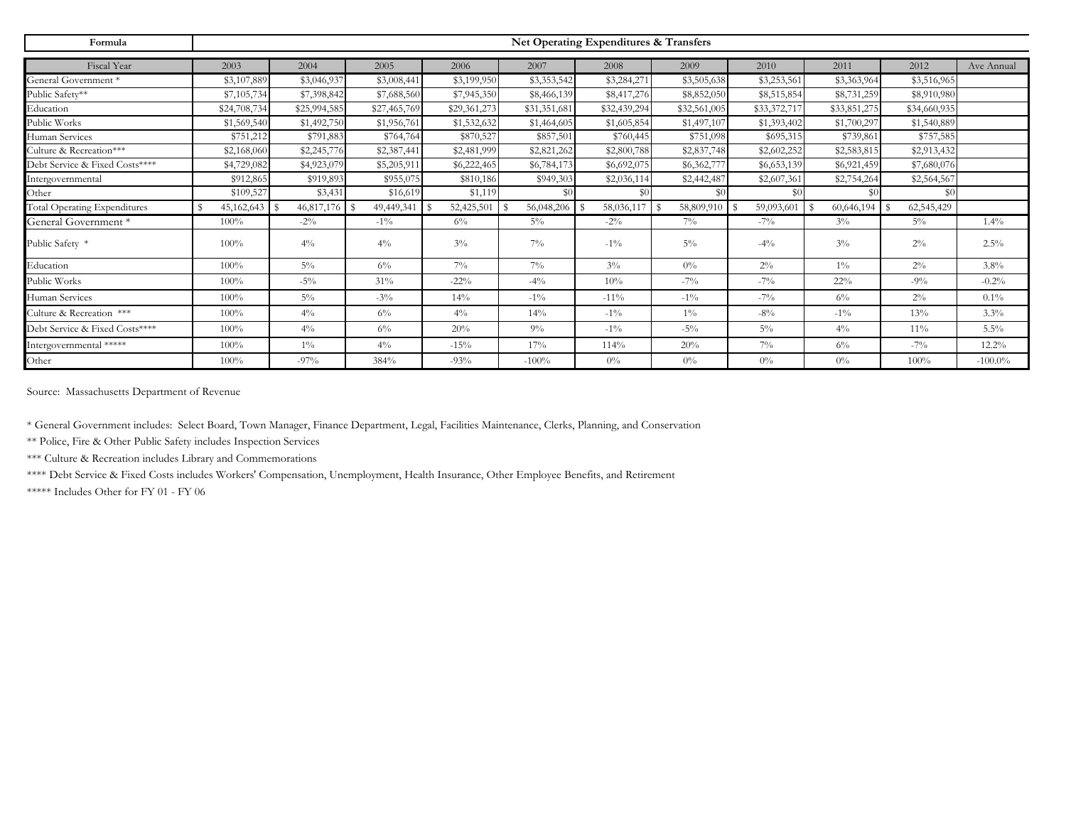| Formula | Net Operating Expenditures & Transfers | | | | | | | | | | |
|---|---|---|---|---|---|---|---|---|---|---|---|
| Fiscal Year | 2003 | 2004 | 2005 | 2006 | 2007 | 2008 | 2009 | 2010 | 2011 | 2012 | Ave Annual |
| General Government * | $3,107,889 | $3,046,937 | $3,008,441 | $3,199,950 | $3,353,542 | $3,284,271 | $3,505,638 | $3,253,561 | $3,363,964 | $3,516,965 | |
| Public Safety** | $7,105,734 | $7,398,842 | $7,688,560 | $7,945,350 | $8,466,139 | $8,417,276 | $8,852,050 | $8,515,854 | $8,731,259 | $8,910,980 | |
| Education | $24,708,734 | $25,994,585 | $27,465,769 | $29,361,273 | $31,351,681 | $32,439,294 | $32,561,005 | $33,372,717 | $33,851,275 | $34,660,935 | |
| Public Works | $1,569,540 | $1,492,750 | $1,956,761 | $1,532,632 | $1,464,605 | $1,605,854 | $1,497,107 | $1,393,402 | $1,700,297 | $1,540,889 | |
| Human Services | $751,212 | $791,883 | $764,764 | $870,527 | $857,501 | $760,445 | $751,098 | $695,315 | $739,861 | $757,585 | |
| Culture & Recreation*** | $2,168,060 | $2,245,776 | $2,387,441 | $2,481,999 | $2,821,262 | $2,800,788 | $2,837,748 | $2,602,252 | $2,583,815 | $2,913,432 | |
| Debt Service & Fixed Costs**** | $4,729,082 | $4,923,079 | $5,205,911 | $6,222,465 | $6,784,173 | $6,692,075 | $6,362,777 | $6,653,139 | $6,921,459 | $7,680,076 | |
| Intergovernmental | $912,865 | $919,893 | $955,075 | $810,186 | $949,303 | $2,036,114 | $2,442,487 | $2,607,361 | $2,754,264 | $2,564,567 | |
| Other | $109,527 | $3,431 | $16,619 | $1,119 | $0 | $0 | $0 | $0 | $0 | $0 | |
| Total Operating Expenditures | $ 45,162,643 | $ 46,817,176 | $ 49,449,341 | $ 52,425,501 | $ 56,048,206 | $ 58,036,117 | $ 58,809,910 | $ 59,093,601 | $ 60,646,194 | $ 62,545,429 | |
| General Government * | 100% | -2% | -1% | 6% | 5% | -2% | 7% | -7% | 3% | 5% | 1.4% |
| Public Safety * | 100% | 4% | 4% | 3% | 7% | -1% | 5% | -4% | 3% | 2% | 2.5% |
| Education | 100% | 5% | 6% | 7% | 7% | 3% | 0% | 2% | 1% | 2% | 3.8% |
| Public Works | 100% | -5% | 31% | -22% | -4% | 10% | -7% | -7% | 22% | -9% | -0.2% |
| Human Services | 100% | 5% | -3% | 14% | -1% | -11% | -1% | -7% | 6% | 2% | 0.1% |
| Culture & Recreation *** | 100% | 4% | 6% | 4% | 14% | -1% | 1% | -8% | -1% | 13% | 3.3% |
| Debt Service & Fixed Costs**** | 100% | 4% | 6% | 20% | 9% | -1% | -5% | 5% | 4% | 11% | 5.5% |
| Intergovernmental ***** | 100% | 1% | 4% | -15% | 17% | 114% | 20% | 7% | 6% | -7% | 12.2% |
| Other | 100% | -97% | 384% | -93% | -100% | 0% | 0% | 0% | 0% | 100% | -100.0% |

Source: Massachusetts Department of Revenue

* General Government includes: Select Board, Town Manager, Finance Department, Legal, Facilities Maintenance, Clerks, Planning, and Conservation

** Police, Fire & Other Public Safety includes Inspection Services

*** Culture & Recreation includes Library and Commemorations

**** Debt Service & Fixed Costs includes Workers' Compensation, Unemployment, Health Insurance, Other Employee Benefits, and Retirement

***** Includes Other for FY 01 - FY 06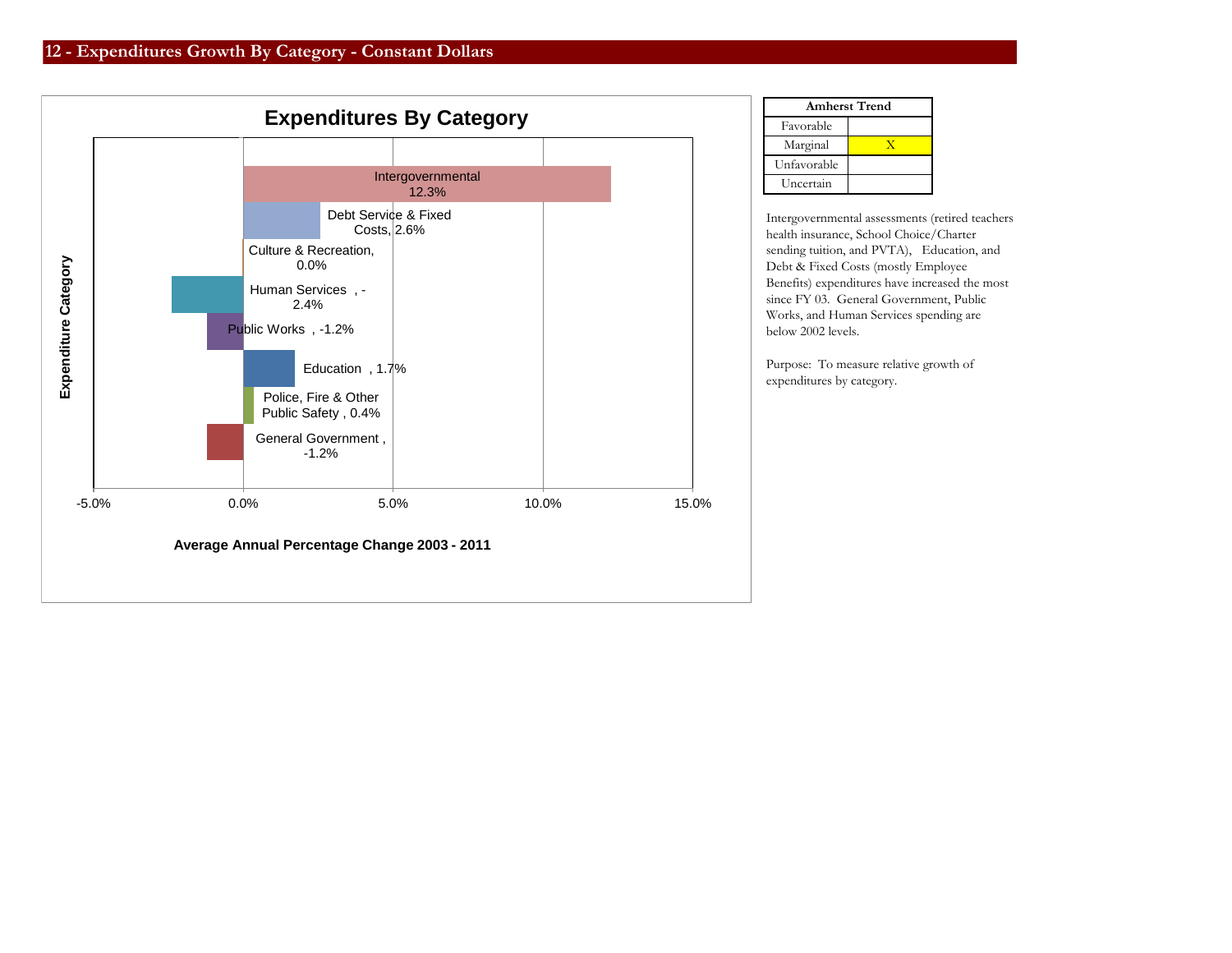## 12 - Expenditures Growth By Category - Constant Dollars

**Expenditures By Category**

| Expenditure Category | Average Annual Percentage Change 2003 - 2011 |
|---|---|
| Intergovernmental | 12.3% |
| Debt Service & Fixed Costs | 2.6% |
| Culture & Recreation | 0.0% |
| Human Services | -2.4% |
| Public Works | -1.2% |
| Education | 1.7% |
| Police, Fire & Other Public Safety | 0.4% |
| General Government | -1.2% |

| Amherst Trend | |
|---|---|
| Favorable | |
| Marginal | X |
| Unfavorable | |
| Uncertain | |

Intergovernmental assessments (retired teachers health insurance, School Choice/Charter sending tuition, and PVTA), Education, and Debt & Fixed Costs (mostly Employee Benefits) expenditures have increased the most since FY 03. General Government, Public Works, and Human Services spending are below 2002 levels.

Purpose: To measure relative growth of expenditures by category.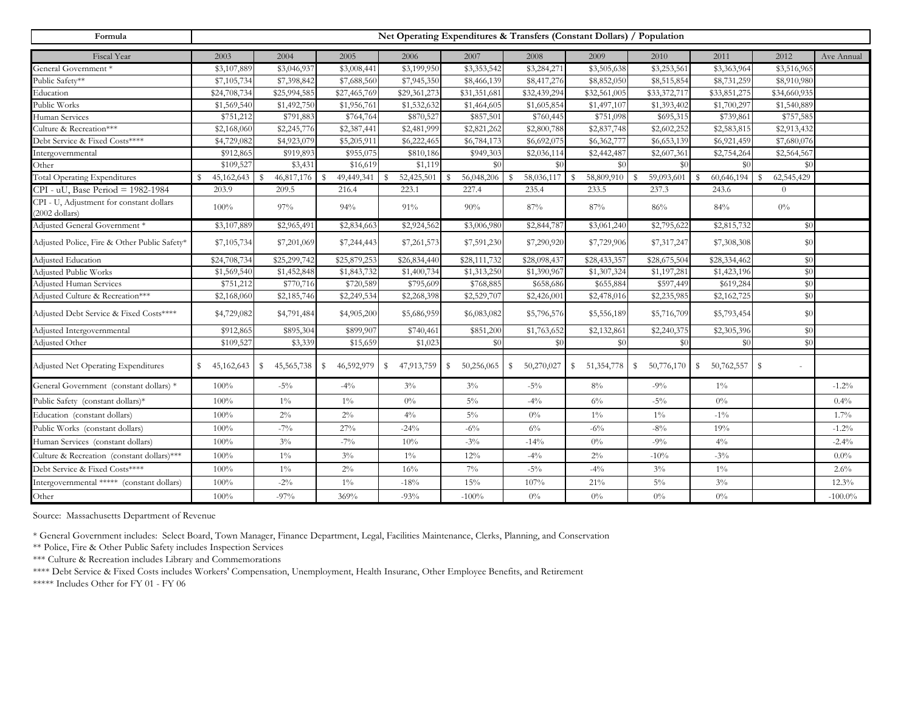| Formula | Net Operating Expenditures & Transfers (Constant Dollars) / Population | | | | | | | | | | |
|---|---|---|---|---|---|---|---|---|---|---|---|
| Fiscal Year | 2003 | 2004 | 2005 | 2006 | 2007 | 2008 | 2009 | 2010 | 2011 | 2012 | Ave Annual |
| General Government * | $3,107,889 | $3,046,937 | $3,008,441 | $3,199,950 | $3,353,542 | $3,284,271 | $3,505,638 | $3,253,561 | $3,363,964 | $3,516,965 | |
| Public Safety** | $7,105,734 | $7,398,842 | $7,688,560 | $7,945,350 | $8,466,139 | $8,417,276 | $8,852,050 | $8,515,854 | $8,731,259 | $8,910,980 | |
| Education | $24,708,734 | $25,994,585 | $27,465,769 | $29,361,273 | $31,351,681 | $32,439,294 | $32,561,005 | $33,372,717 | $33,851,275 | $34,660,935 | |
| Public Works | $1,569,540 | $1,492,750 | $1,956,761 | $1,532,632 | $1,464,605 | $1,605,854 | $1,497,107 | $1,393,402 | $1,700,297 | $1,540,889 | |
| Human Services | $751,212 | $791,883 | $764,764 | $870,527 | $857,501 | $760,445 | $751,098 | $695,315 | $739,861 | $757,585 | |
| Culture & Recreation*** | $2,168,060 | $2,245,776 | $2,387,441 | $2,481,999 | $2,821,262 | $2,800,788 | $2,837,748 | $2,602,252 | $2,583,815 | $2,913,432 | |
| Debt Service & Fixed Costs**** | $4,729,082 | $4,923,079 | $5,205,911 | $6,222,465 | $6,784,173 | $6,692,075 | $6,362,777 | $6,653,139 | $6,921,459 | $7,680,076 | |
| Intergovernmental | $912,865 | $919,893 | $955,075 | $810,186 | $949,303 | $2,036,114 | $2,442,487 | $2,607,361 | $2,754,264 | $2,564,567 | |
| Other | $109,527 | $3,431 | $16,619 | $1,119 | $0 | $0 | $0 | $0 | $0 | $0 | |
| Total Operating Expenditures | $ 45,162,643 | $ 46,817,176 | $ 49,449,341 | $ 52,425,501 | $ 56,048,206 | $ 58,036,117 | $ 58,809,910 | $ 59,093,601 | $ 60,646,194 | $ 62,545,429 | |
| CPI - uU, Base Period = 1982-1984 | 203.9 | 209.5 | 216.4 | 223.1 | 227.4 | 235.4 | 233.5 | 237.3 | 243.6 | 0 | |
| CPI - U, Adjustment for constant dollars (2002 dollars) | 100% | 97% | 94% | 91% | 90% | 87% | 87% | 86% | 84% | 0% | |
| Adjusted General Government * | $3,107,889 | $2,965,491 | $2,834,663 | $2,924,562 | $3,006,980 | $2,844,787 | $3,061,240 | $2,795,622 | $2,815,732 | $0 | |
| Adjusted Police, Fire & Other Public Safety* | $7,105,734 | $7,201,069 | $7,244,443 | $7,261,573 | $7,591,230 | $7,290,920 | $7,729,906 | $7,317,247 | $7,308,308 | $0 | |
| Adjusted Education | $24,708,734 | $25,299,742 | $25,879,253 | $26,834,440 | $28,111,732 | $28,098,437 | $28,433,357 | $28,675,504 | $28,334,462 | $0 | |
| Adjusted Public Works | $1,569,540 | $1,452,848 | $1,843,732 | $1,400,734 | $1,313,250 | $1,390,967 | $1,307,324 | $1,197,281 | $1,423,196 | $0 | |
| Adjusted Human Services | $751,212 | $770,716 | $720,589 | $795,609 | $768,885 | $658,686 | $655,884 | $597,449 | $619,284 | $0 | |
| Adjusted Culture & Recreation*** | $2,168,060 | $2,185,746 | $2,249,534 | $2,268,398 | $2,529,707 | $2,426,001 | $2,478,016 | $2,235,985 | $2,162,725 | $0 | |
| Adjusted Debt Service & Fixed Costs**** | $4,729,082 | $4,791,484 | $4,905,200 | $5,686,959 | $6,083,082 | $5,796,576 | $5,556,189 | $5,716,709 | $5,793,454 | $0 | |
| Adjusted Intergovernmental | $912,865 | $895,304 | $899,907 | $740,461 | $851,200 | $1,763,652 | $2,132,861 | $2,240,375 | $2,305,396 | $0 | |
| Adjusted Other | $109,527 | $3,339 | $15,659 | $1,023 | $0 | $0 | $0 | $0 | $0 | $0 | |
| Adjusted Net Operating Expenditures | $ 45,162,643 | $ 45,565,738 | $ 46,592,979 | $ 47,913,759 | $ 50,256,065 | $ 50,270,027 | $ 51,354,778 | $ 50,776,170 | $ 50,762,557 | $ - | |
| General Government (constant dollars) * | 100% | -5% | -4% | 3% | 3% | -5% | 8% | -9% | 1% | | -1.2% |
| Public Safety (constant dollars)* | 100% | 1% | 1% | 0% | 5% | -4% | 6% | -5% | 0% | | 0.4% |
| Education (constant dollars) | 100% | 2% | 2% | 4% | 5% | 0% | 1% | 1% | -1% | | 1.7% |
| Public Works (constant dollars) | 100% | -7% | 27% | -24% | -6% | 6% | -6% | -8% | 19% | | -1.2% |
| Human Services (constant dollars) | 100% | 3% | -7% | 10% | -3% | -14% | 0% | -9% | 4% | | -2.4% |
| Culture & Recreation (constant dollars)*** | 100% | 1% | 3% | 1% | 12% | -4% | 2% | -10% | -3% | | 0.0% |
| Debt Service & Fixed Costs**** | 100% | 1% | 2% | 16% | 7% | -5% | -4% | 3% | 1% | | 2.6% |
| Intergovernmental ***** (constant dollars) | 100% | -2% | 1% | -18% | 15% | 107% | 21% | 5% | 3% | | 12.3% |
| Other | 100% | -97% | 369% | -93% | -100% | 0% | 0% | 0% | 0% | | -100.0% |

Source: Massachusetts Department of Revenue

* General Government includes: Select Board, Town Manager, Finance Department, Legal, Facilities Maintenance, Clerks, Planning, and Conservation

** Police, Fire & Other Public Safety includes Inspection Services

*** Culture & Recreation includes Library and Commemorations

**** Debt Service & Fixed Costs includes Workers' Compensation, Unemployment, Health Insuranc, Other Employee Benefits, and Retirement

***** Includes Other for FY 01 - FY 06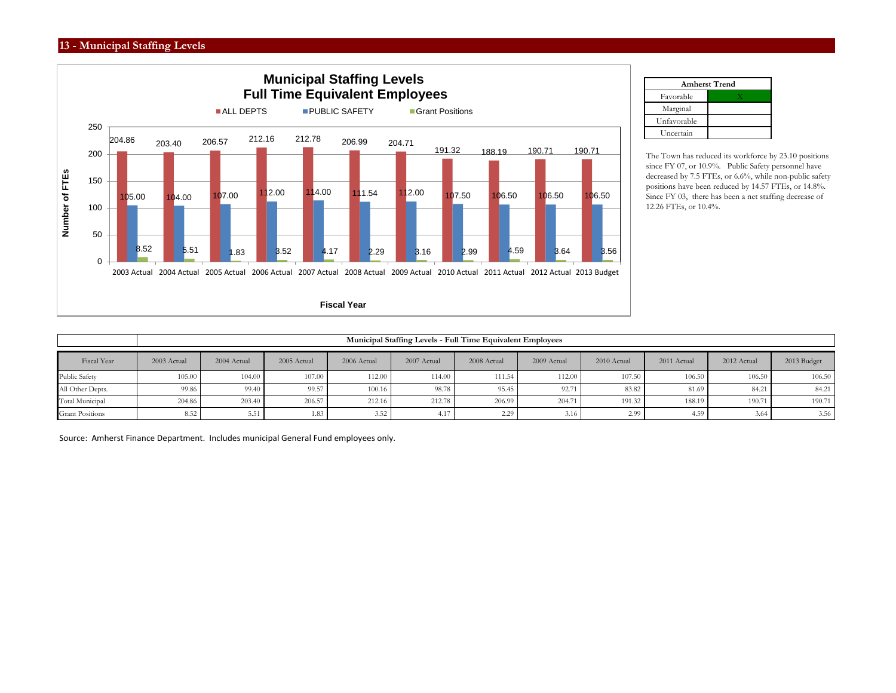## 13 - Municipal Staffing Levels

**Municipal Staffing Levels**
**Full Time Equivalent Employees**

| Fiscal Year | ALL DEPTS | PUBLIC SAFETY | Grant Positions |
|---|---|---|---|
| 2003 Actual | 204.86 | 105.00 | 8.52 |
| 2004 Actual | 203.40 | 104.00 | 5.51 |
| 2005 Actual | 206.57 | 107.00 | 1.83 |
| 2006 Actual | 212.16 | 112.00 | 3.52 |
| 2007 Actual | 212.78 | 114.00 | 4.17 |
| 2008 Actual | 206.99 | 111.54 | 2.29 |
| 2009 Actual | 204.71 | 112.00 | 3.16 |
| 2010 Actual | 191.32 | 107.50 | 2.99 |
| 2011 Actual | 188.19 | 106.50 | 4.59 |
| 2012 Actual | 190.71 | 106.50 | 3.64 |
| 2013 Budget | 190.71 | 106.50 | 3.56 |

| Amherst Trend | |
|---|---|
| Favorable | X |
| Marginal | |
| Unfavorable | |
| Uncertain | |

The Town has reduced its workforce by 23.10 positions since FY 07, or 10.9%. Public Safety personnel have decreased by 7.5 FTEs, or 6.6%, while non-public safety positions have been reduced by 14.57 FTEs, or 14.8%. Since FY 03, there has been a net staffing decrease of 12.26 FTEs, or 10.4%.

| | Municipal Staffing Levels - Full Time Equivalent Employees | | | | | | | | | | |
|---|---|---|---|---|---|---|---|---|---|---|---|
| Fiscal Year | 2003 Actual | 2004 Actual | 2005 Actual | 2006 Actual | 2007 Actual | 2008 Actual | 2009 Actual | 2010 Actual | 2011 Actual | 2012 Actual | 2013 Budget |
| Public Safety | 105.00 | 104.00 | 107.00 | 112.00 | 114.00 | 111.54 | 112.00 | 107.50 | 106.50 | 106.50 | 106.50 |
| All Other Depts. | 99.86 | 99.40 | 99.57 | 100.16 | 98.78 | 95.45 | 92.71 | 83.82 | 81.69 | 84.21 | 84.21 |
| Total Municipal | 204.86 | 203.40 | 206.57 | 212.16 | 212.78 | 206.99 | 204.71 | 191.32 | 188.19 | 190.71 | 190.71 |
| Grant Positions | 8.52 | 5.51 | 1.83 | 3.52 | 4.17 | 2.29 | 3.16 | 2.99 | 4.59 | 3.64 | 3.56 |

Source: Amherst Finance Department. Includes municipal General Fund employees only.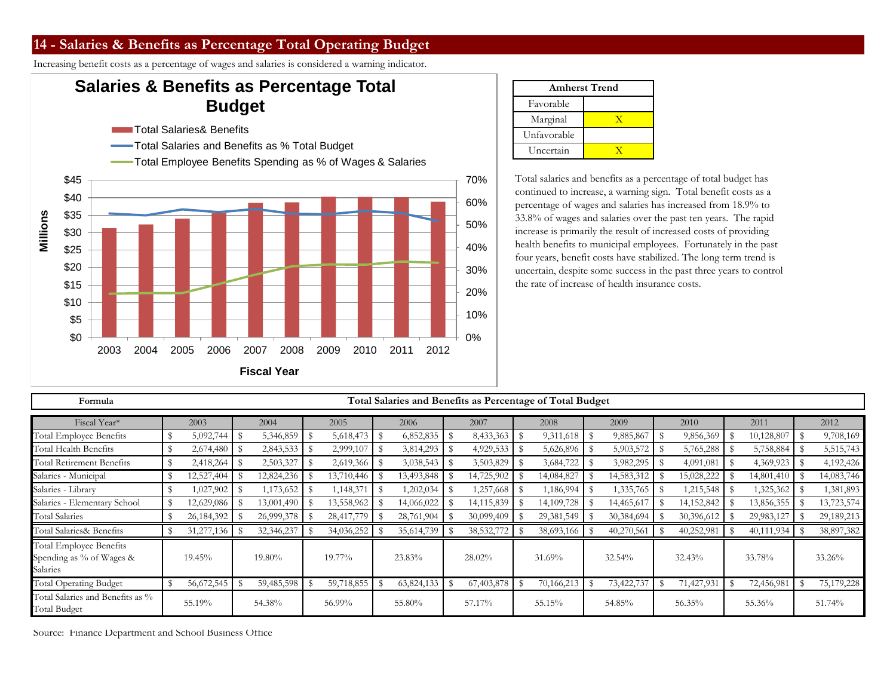## 14 - Salaries & Benefits as Percentage Total Operating Budget

Increasing benefit costs as a percentage of wages and salaries is considered a warning indicator.

| Amherst Trend | |
|---|---|
| Favorable | |
| Marginal | X |
| Unfavorable | |
| Uncertain | X |

Total salaries and benefits as a percentage of total budget has continued to increase, a warning sign. Total benefit costs as a percentage of wages and salaries has increased from 18.9% to 33.8% of wages and salaries over the past ten years. The rapid increase is primarily the result of increased costs of providing health benefits to municipal employees. Fortunately in the past four years, benefit costs have stabilized. The long term trend is uncertain, despite some success in the past three years to control the rate of increase of health insurance costs.

**Formula** — **Total Salaries and Benefits as Percentage of Total Budget**

| Fiscal Year* | 2003 | 2004 | 2005 | 2006 | 2007 | 2008 | 2009 | 2010 | 2011 | 2012 |
|---|---|---|---|---|---|---|---|---|---|---|
| Total Employee Benefits | $ 5,092,744 | $ 5,346,859 | $ 5,618,473 | $ 6,852,835 | $ 8,433,363 | $ 9,311,618 | $ 9,885,867 | $ 9,856,369 | $ 10,128,807 | $ 9,708,169 |
| Total Health Benefits | $ 2,674,480 | $ 2,843,533 | $ 2,999,107 | $ 3,814,293 | $ 4,929,533 | $ 5,626,896 | $ 5,903,572 | $ 5,765,288 | $ 5,758,884 | $ 5,515,743 |
| Total Retirement Benefits | $ 2,418,264 | $ 2,503,327 | $ 2,619,366 | $ 3,038,543 | $ 3,503,829 | $ 3,684,722 | $ 3,982,295 | $ 4,091,081 | $ 4,369,923 | $ 4,192,426 |
| Salaries - Municipal | $ 12,527,404 | $ 12,824,236 | $ 13,710,446 | $ 13,493,848 | $ 14,725,902 | $ 14,084,827 | $ 14,583,312 | $ 15,028,222 | $ 14,801,410 | $ 14,083,746 |
| Salaries - Library | $ 1,027,902 | $ 1,173,652 | $ 1,148,371 | $ 1,202,034 | $ 1,257,668 | $ 1,186,994 | $ 1,335,765 | $ 1,215,548 | $ 1,325,362 | $ 1,381,893 |
| Salaries - Elementary School | $ 12,629,086 | $ 13,001,490 | $ 13,558,962 | $ 14,066,022 | $ 14,115,839 | $ 14,109,728 | $ 14,465,617 | $ 14,152,842 | $ 13,856,355 | $ 13,723,574 |
| Total Salaries | $ 26,184,392 | $ 26,999,378 | $ 28,417,779 | $ 28,761,904 | $ 30,099,409 | $ 29,381,549 | $ 30,384,694 | $ 30,396,612 | $ 29,983,127 | $ 29,189,213 |
| Total Salaries& Benefits | $ 31,277,136 | $ 32,346,237 | $ 34,036,252 | $ 35,614,739 | $ 38,532,772 | $ 38,693,166 | $ 40,270,561 | $ 40,252,981 | $ 40,111,934 | $ 38,897,382 |
| Total Employee Benefits Spending as % of Wages & Salaries | 19.45% | 19.80% | 19.77% | 23.83% | 28.02% | 31.69% | 32.54% | 32.43% | 33.78% | 33.26% |
| Total Operating Budget | $ 56,672,545 | $ 59,485,598 | $ 59,718,855 | $ 63,824,133 | $ 67,403,878 | $ 70,166,213 | $ 73,422,737 | $ 71,427,931 | $ 72,456,981 | $ 75,179,228 |
| Total Salaries and Benefits as % Total Budget | 55.19% | 54.38% | 56.99% | 55.80% | 57.17% | 55.15% | 54.85% | 56.35% | 55.36% | 51.74% |

Source: Finance Department and School Business Office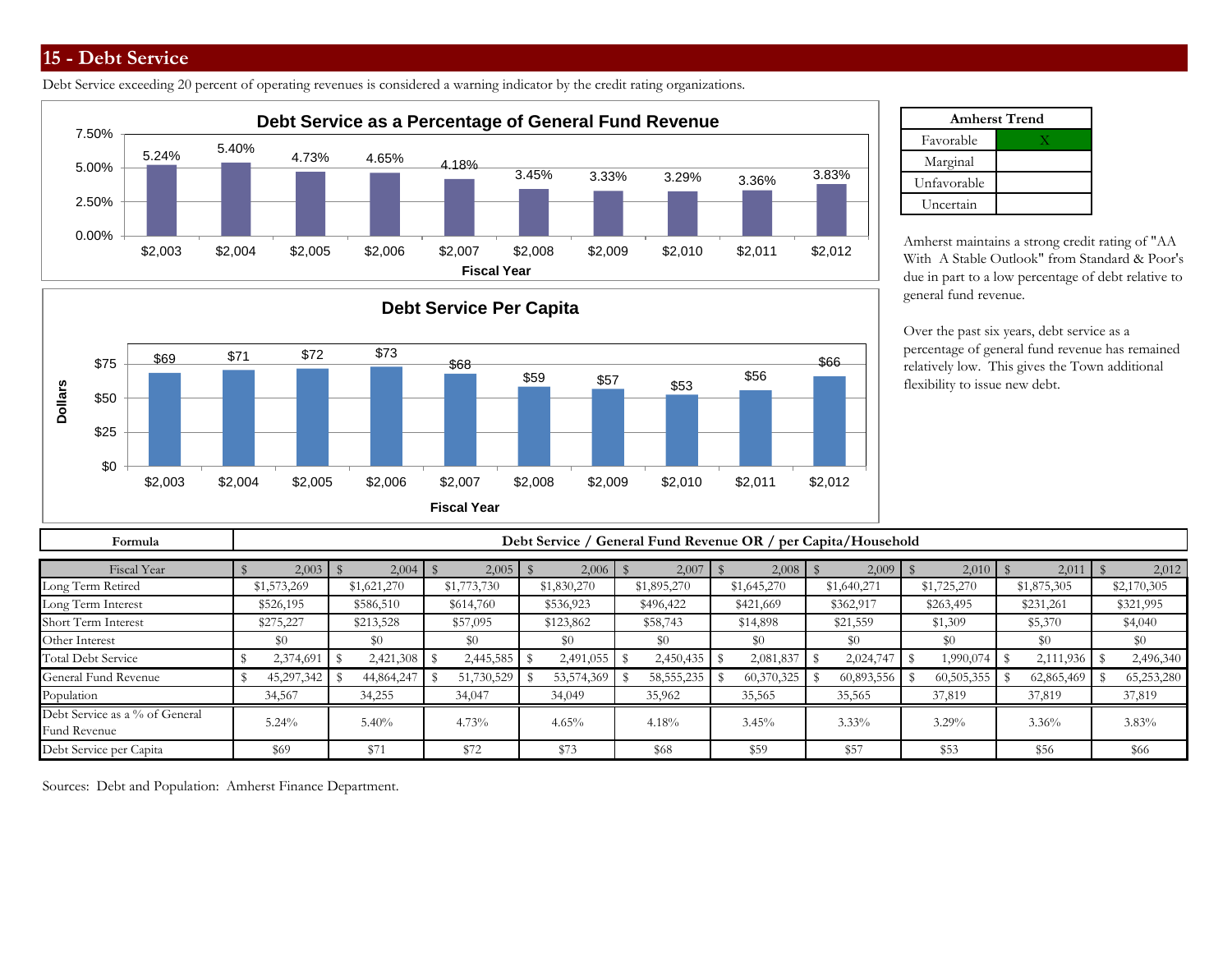# 15 - Debt Service

Debt Service exceeding 20 percent of operating revenues is considered a warning indicator by the credit rating organizations.

**Debt Service as a Percentage of General Fund Revenue**

| Fiscal Year | $2,003 | $2,004 | $2,005 | $2,006 | $2,007 | $2,008 | $2,009 | $2,010 | $2,011 | $2,012 |
|---|---|---|---|---|---|---|---|---|---|---|
| % | 5.24% | 5.40% | 4.73% | 4.65% | 4.18% | 3.45% | 3.33% | 3.29% | 3.36% | 3.83% |

**Debt Service Per Capita**

| Fiscal Year | $2,003 | $2,004 | $2,005 | $2,006 | $2,007 | $2,008 | $2,009 | $2,010 | $2,011 | $2,012 |
|---|---|---|---|---|---|---|---|---|---|---|
| Dollars | $69 | $71 | $72 | $73 | $68 | $59 | $57 | $53 | $56 | $66 |

| Amherst Trend | |
|---|---|
| Favorable | X |
| Marginal | |
| Unfavorable | |
| Uncertain | |

Amherst maintains a strong credit rating of "AA With A Stable Outlook" from Standard & Poor's due in part to a low percentage of debt relative to general fund revenue.

Over the past six years, debt service as a percentage of general fund revenue has remained relatively low. This gives the Town additional flexibility to issue new debt.

| Formula | Debt Service / General Fund Revenue OR / per Capita/Household | | | | | | | | | |
|---|---|---|---|---|---|---|---|---|---|---|
| Fiscal Year | $ 2,003 | $ 2,004 | $ 2,005 | $ 2,006 | $ 2,007 | $ 2,008 | $ 2,009 | $ 2,010 | $ 2,011 | $ 2,012 |
| Long Term Retired | $1,573,269 | $1,621,270 | $1,773,730 | $1,830,270 | $1,895,270 | $1,645,270 | $1,640,271 | $1,725,270 | $1,875,305 | $2,170,305 |
| Long Term Interest | $526,195 | $586,510 | $614,760 | $536,923 | $496,422 | $421,669 | $362,917 | $263,495 | $231,261 | $321,995 |
| Short Term Interest | $275,227 | $213,528 | $57,095 | $123,862 | $58,743 | $14,898 | $21,559 | $1,309 | $5,370 | $4,040 |
| Other Interest | $0 | $0 | $0 | $0 | $0 | $0 | $0 | $0 | $0 | $0 |
| Total Debt Service | $ 2,374,691 | $ 2,421,308 | $ 2,445,585 | $ 2,491,055 | $ 2,450,435 | $ 2,081,837 | $ 2,024,747 | $ 1,990,074 | $ 2,111,936 | $ 2,496,340 |
| General Fund Revenue | $ 45,297,342 | $ 44,864,247 | $ 51,730,529 | $ 53,574,369 | $ 58,555,235 | $ 60,370,325 | $ 60,893,556 | $ 60,505,355 | $ 62,865,469 | $ 65,253,280 |
| Population | 34,567 | 34,255 | 34,047 | 34,049 | 35,962 | 35,565 | 35,565 | 37,819 | 37,819 | 37,819 |
| Debt Service as a % of General Fund Revenue | 5.24% | 5.40% | 4.73% | 4.65% | 4.18% | 3.45% | 3.33% | 3.29% | 3.36% | 3.83% |
| Debt Service per Capita | $69 | $71 | $72 | $73 | $68 | $59 | $57 | $53 | $56 | $66 |

Sources: Debt and Population: Amherst Finance Department.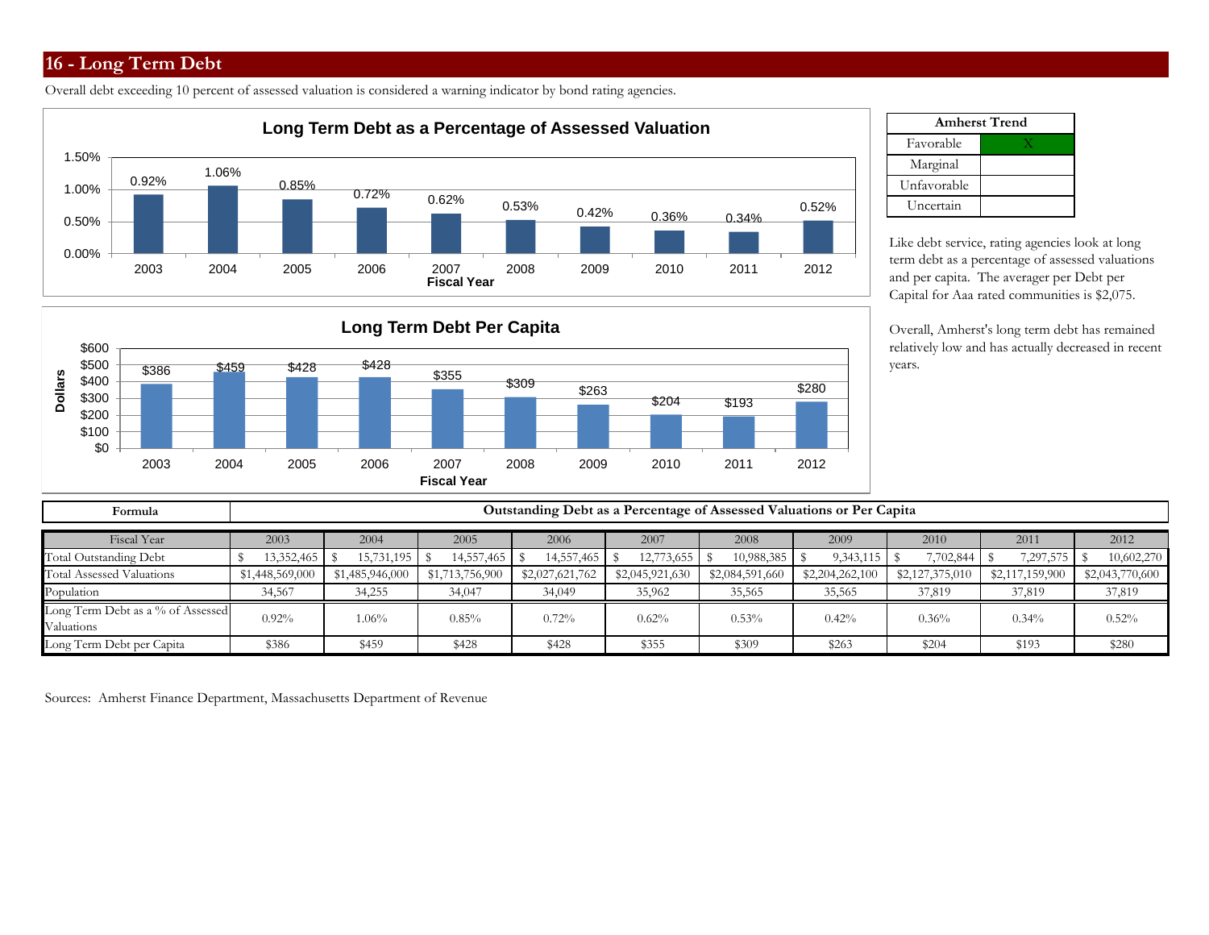## 16 - Long Term Debt

Overall debt exceeding 10 percent of assessed valuation is considered a warning indicator by bond rating agencies.

**Long Term Debt as a Percentage of Assessed Valuation**

| Fiscal Year | 2003 | 2004 | 2005 | 2006 | 2007 | 2008 | 2009 | 2010 | 2011 | 2012 |
|---|---|---|---|---|---|---|---|---|---|---|
| % | 0.92% | 1.06% | 0.85% | 0.72% | 0.62% | 0.53% | 0.42% | 0.36% | 0.34% | 0.52% |

**Long Term Debt Per Capita**

| Fiscal Year | 2003 | 2004 | 2005 | 2006 | 2007 | 2008 | 2009 | 2010 | 2011 | 2012 |
|---|---|---|---|---|---|---|---|---|---|---|
| Dollars | $386 | $459 | $428 | $428 | $355 | $309 | $263 | $204 | $193 | $280 |

| Amherst Trend | |
|---|---|
| Favorable | X |
| Marginal | |
| Unfavorable | |
| Uncertain | |

Like debt service, rating agencies look at long term debt as a percentage of assessed valuations and per capita. The averager per Debt per Capital for Aaa rated communities is $2,075.

Overall, Amherst's long term debt has remained relatively low and has actually decreased in recent years.

| Formula | Outstanding Debt as a Percentage of Assessed Valuations or Per Capita | | | | | | | | | |
|---|---|---|---|---|---|---|---|---|---|---|
| Fiscal Year | 2003 | 2004 | 2005 | 2006 | 2007 | 2008 | 2009 | 2010 | 2011 | 2012 |
| Total Outstanding Debt | $ 13,352,465 | $ 15,731,195 | $ 14,557,465 | $ 14,557,465 | $ 12,773,655 | $ 10,988,385 | $ 9,343,115 | $ 7,702,844 | $ 7,297,575 | $ 10,602,270 |
| Total Assessed Valuations | $1,448,569,000 | $1,485,946,000 | $1,713,756,900 | $2,027,621,762 | $2,045,921,630 | $2,084,591,660 | $2,204,262,100 | $2,127,375,010 | $2,117,159,900 | $2,043,770,600 |
| Population | 34,567 | 34,255 | 34,047 | 34,049 | 35,962 | 35,565 | 35,565 | 37,819 | 37,819 | 37,819 |
| Long Term Debt as a % of Assessed Valuations | 0.92% | 1.06% | 0.85% | 0.72% | 0.62% | 0.53% | 0.42% | 0.36% | 0.34% | 0.52% |
| Long Term Debt per Capita | $386 | $459 | $428 | $428 | $355 | $309 | $263 | $204 | $193 | $280 |

Sources: Amherst Finance Department, Massachusetts Department of Revenue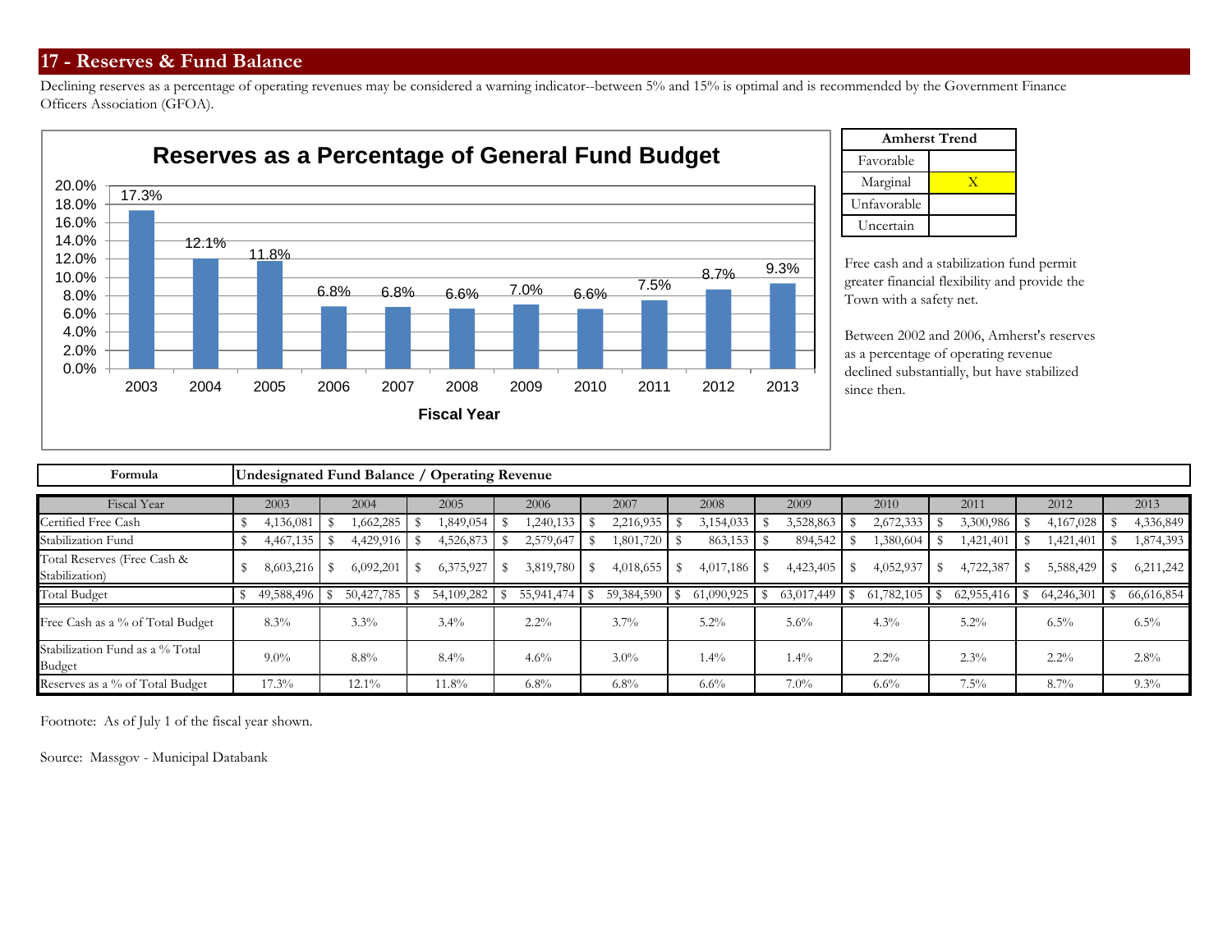## 17 - Reserves & Fund Balance

Declining reserves as a percentage of operating revenues may be considered a warning indicator--between 5% and 15% is optimal and is recommended by the Government Finance Officers Association (GFOA).

Reserves as a Percentage of General Fund Budget

20.0%
18.0%
16.0%
14.0%
12.0%
10.0%
8.0%
6.0%
4.0%
2.0%
0.0%

17.3% 12.1% 11.8% 6.8% 6.8% 6.6% 7.0% 6.6% 7.5% 8.7% 9.3%

2003 2004 2005 2006 2007 2008 2009 2010 2011 2012 2013

Fiscal Year

| Amherst Trend | |
|---|---|
| Favorable | |
| Marginal | X |
| Unfavorable | |
| Uncertain | |

Free cash and a stabilization fund permit greater financial flexibility and provide the Town with a safety net.

Between 2002 and 2006, Amherst's reserves as a percentage of operating revenue declined substantially, but have stabilized since then.

| Formula | Undesignated Fund Balance / Operating Revenue | | | | | | | | | | |
|---|---|---|---|---|---|---|---|---|---|---|---|
| Fiscal Year | 2003 | 2004 | 2005 | 2006 | 2007 | 2008 | 2009 | 2010 | 2011 | 2012 | 2013 |
| Certified Free Cash | $ 4,136,081 | $ 1,662,285 | $ 1,849,054 | $ 1,240,133 | $ 2,216,935 | $ 3,154,033 | $ 3,528,863 | $ 2,672,333 | $ 3,300,986 | $ 4,167,028 | $ 4,336,849 |
| Stabilization Fund | $ 4,467,135 | $ 4,429,916 | $ 4,526,873 | $ 2,579,647 | $ 1,801,720 | $ 863,153 | $ 894,542 | $ 1,380,604 | $ 1,421,401 | $ 1,421,401 | $ 1,874,393 |
| Total Reserves (Free Cash & Stabilization) | $ 8,603,216 | $ 6,092,201 | $ 6,375,927 | $ 3,819,780 | $ 4,018,655 | $ 4,017,186 | $ 4,423,405 | $ 4,052,937 | $ 4,722,387 | $ 5,588,429 | $ 6,211,242 |
| Total Budget | $ 49,588,496 | $ 50,427,785 | $ 54,109,282 | $ 55,941,474 | $ 59,384,590 | $ 61,090,925 | $ 63,017,449 | $ 61,782,105 | $ 62,955,416 | $ 64,246,301 | $ 66,616,854 |
| Free Cash as a % of Total Budget | 8.3% | 3.3% | 3.4% | 2.2% | 3.7% | 5.2% | 5.6% | 4.3% | 5.2% | 6.5% | 6.5% |
| Stabilization Fund as a % Total Budget | 9.0% | 8.8% | 8.4% | 4.6% | 3.0% | 1.4% | 1.4% | 2.2% | 2.3% | 2.2% | 2.8% |
| Reserves as a % of Total Budget | 17.3% | 12.1% | 11.8% | 6.8% | 6.8% | 6.6% | 7.0% | 6.6% | 7.5% | 8.7% | 9.3% |

Footnote: As of July 1 of the fiscal year shown.

Source: Massgov - Municipal Databank